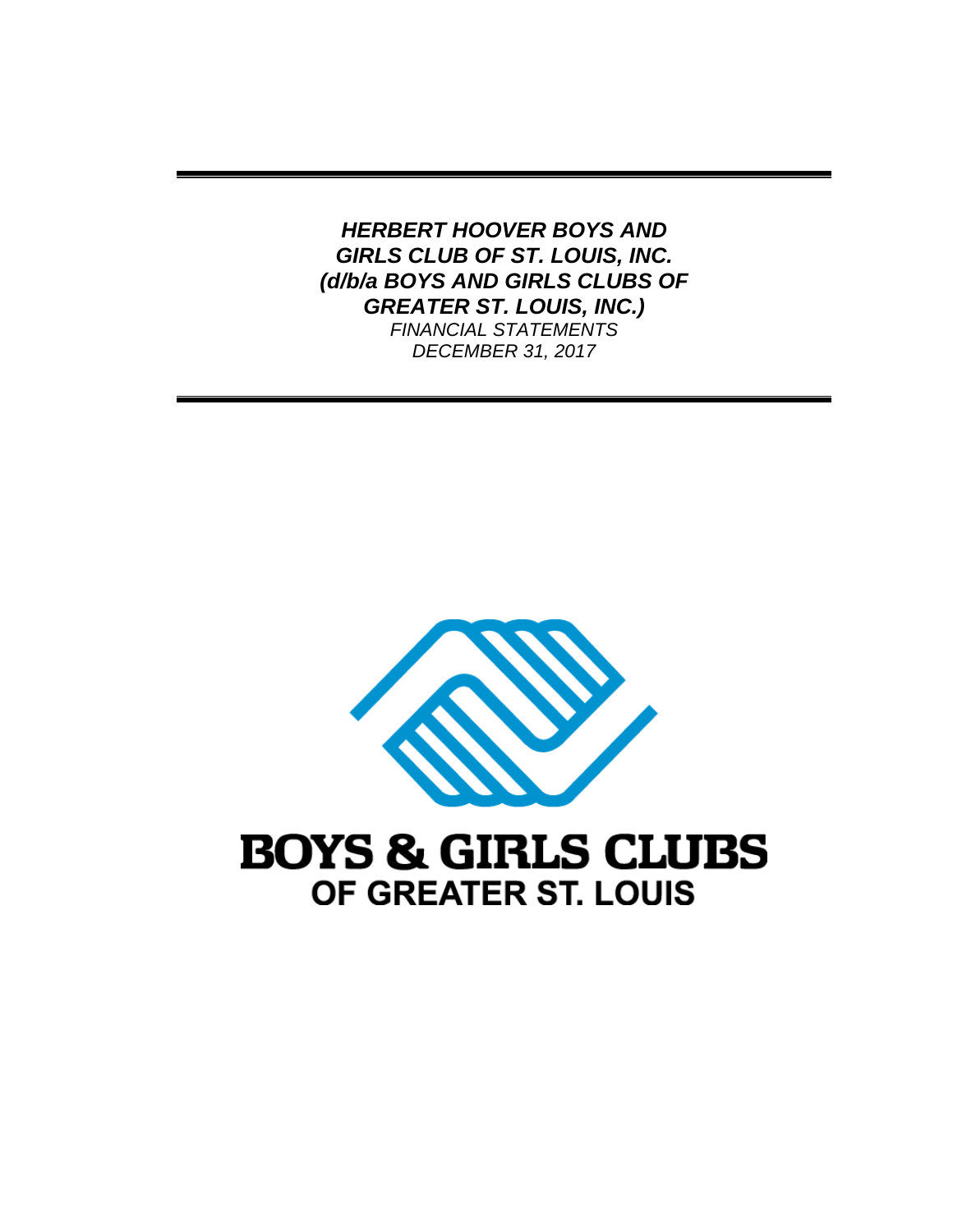***HERBERT HOOVER BOYS AND GIRLS CLUB OF ST. LOUIS, INC. (d/b/a BOYS AND GIRLS CLUBS OF GREATER ST. LOUIS, INC.)***

*FINANCIAL STATEMENTS*

*DECEMBER 31, 2017*

**BOYS & GIRLS CLUBS**

**OF GREATER ST. LOUIS**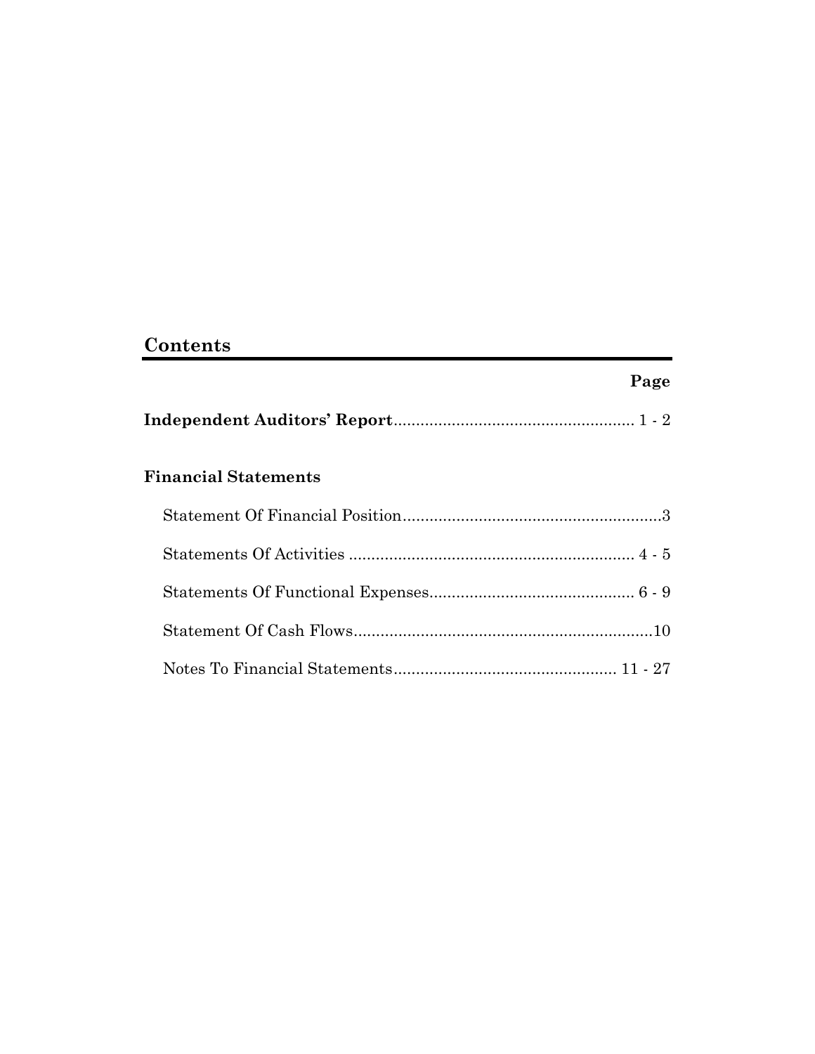# Contents

| | Page |
|---|---|
| **Independent Auditors' Report** | 1 - 2 |
| **Financial Statements** | |
| Statement Of Financial Position | 3 |
| Statements Of Activities | 4 - 5 |
| Statements Of Functional Expenses | 6 - 9 |
| Statement Of Cash Flows | 10 |
| Notes To Financial Statements | 11 - 27 |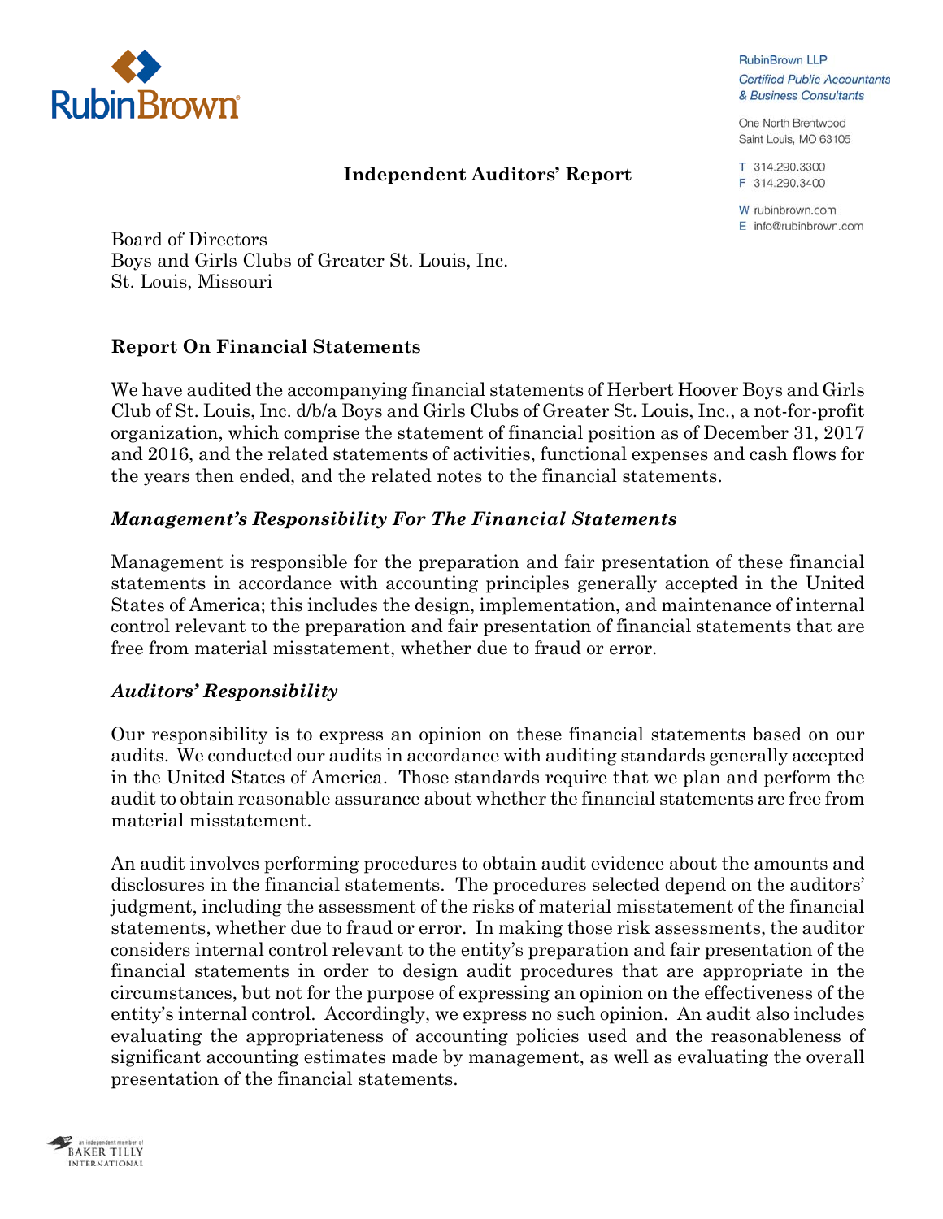RubinBrown LLP
*Certified Public Accountants & Business Consultants*

One North Brentwood
Saint Louis, MO 63105

T 314.290.3300
F 314.290.3400

W rubinbrown.com
E info@rubinbrown.com

## Independent Auditors' Report

Board of Directors
Boys and Girls Clubs of Greater St. Louis, Inc.
St. Louis, Missouri

### Report On Financial Statements

We have audited the accompanying financial statements of Herbert Hoover Boys and Girls Club of St. Louis, Inc. d/b/a Boys and Girls Clubs of Greater St. Louis, Inc., a not-for-profit organization, which comprise the statement of financial position as of December 31, 2017 and 2016, and the related statements of activities, functional expenses and cash flows for the years then ended, and the related notes to the financial statements.

### *Management's Responsibility For The Financial Statements*

Management is responsible for the preparation and fair presentation of these financial statements in accordance with accounting principles generally accepted in the United States of America; this includes the design, implementation, and maintenance of internal control relevant to the preparation and fair presentation of financial statements that are free from material misstatement, whether due to fraud or error.

### *Auditors' Responsibility*

Our responsibility is to express an opinion on these financial statements based on our audits. We conducted our audits in accordance with auditing standards generally accepted in the United States of America. Those standards require that we plan and perform the audit to obtain reasonable assurance about whether the financial statements are free from material misstatement.

An audit involves performing procedures to obtain audit evidence about the amounts and disclosures in the financial statements. The procedures selected depend on the auditors' judgment, including the assessment of the risks of material misstatement of the financial statements, whether due to fraud or error. In making those risk assessments, the auditor considers internal control relevant to the entity's preparation and fair presentation of the financial statements in order to design audit procedures that are appropriate in the circumstances, but not for the purpose of expressing an opinion on the effectiveness of the entity's internal control. Accordingly, we express no such opinion. An audit also includes evaluating the appropriateness of accounting policies used and the reasonableness of significant accounting estimates made by management, as well as evaluating the overall presentation of the financial statements.

an independent member of BAKER TILLY INTERNATIONAL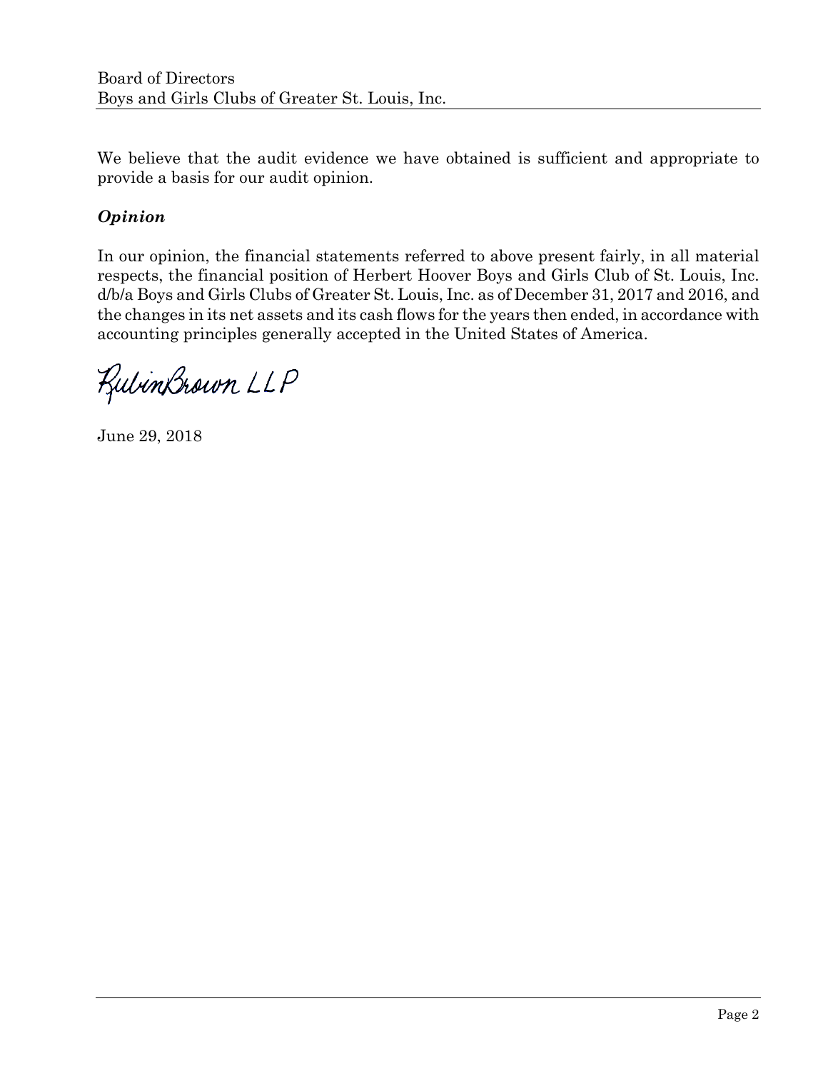Board of Directors
Boys and Girls Clubs of Greater St. Louis, Inc.

We believe that the audit evidence we have obtained is sufficient and appropriate to provide a basis for our audit opinion.

### *Opinion*

In our opinion, the financial statements referred to above present fairly, in all material respects, the financial position of Herbert Hoover Boys and Girls Club of St. Louis, Inc. d/b/a Boys and Girls Clubs of Greater St. Louis, Inc. as of December 31, 2017 and 2016, and the changes in its net assets and its cash flows for the years then ended, in accordance with accounting principles generally accepted in the United States of America.

RubinBrown LLP

June 29, 2018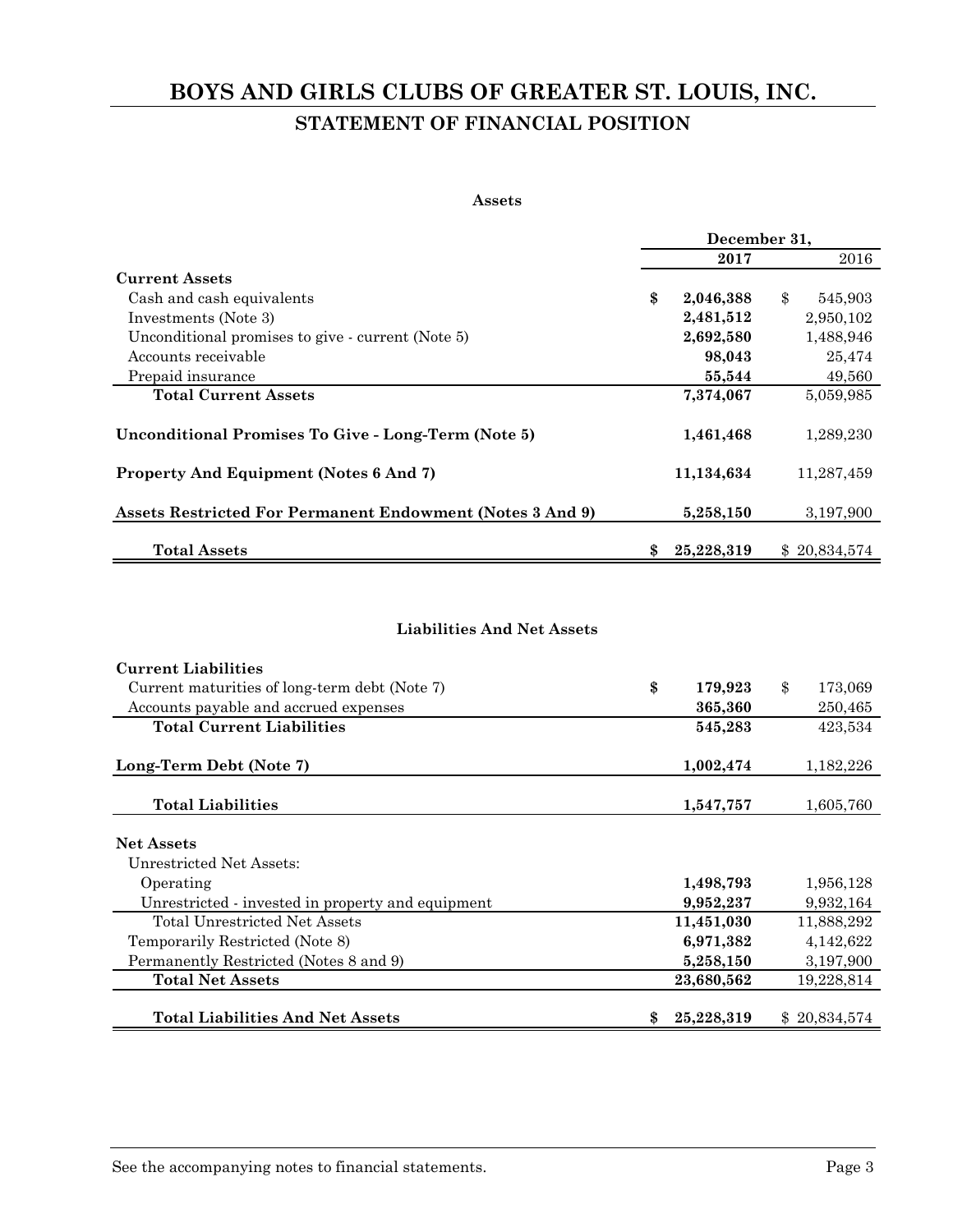# BOYS AND GIRLS CLUBS OF GREATER ST. LOUIS, INC.

## STATEMENT OF FINANCIAL POSITION

### Assets

| | December 31, 2017 | December 31, 2016 |
|---|---|---|
| **Current Assets** | | |
| Cash and cash equivalents | **$ 2,046,388** | $ 545,903 |
| Investments (Note 3) | **2,481,512** | 2,950,102 |
| Unconditional promises to give - current (Note 5) | **2,692,580** | 1,488,946 |
| Accounts receivable | **98,043** | 25,474 |
| Prepaid insurance | **55,544** | 49,560 |
| **Total Current Assets** | **7,374,067** | 5,059,985 |
| **Unconditional Promises To Give - Long-Term (Note 5)** | **1,461,468** | 1,289,230 |
| **Property And Equipment (Notes 6 And 7)** | **11,134,634** | 11,287,459 |
| **Assets Restricted For Permanent Endowment (Notes 3 And 9)** | **5,258,150** | 3,197,900 |
| **Total Assets** | **$ 25,228,319** | $ 20,834,574 |

### Liabilities And Net Assets

| | December 31, 2017 | December 31, 2016 |
|---|---|---|
| **Current Liabilities** | | |
| Current maturities of long-term debt (Note 7) | **$ 179,923** | $ 173,069 |
| Accounts payable and accrued expenses | **365,360** | 250,465 |
| **Total Current Liabilities** | **545,283** | 423,534 |
| **Long-Term Debt (Note 7)** | **1,002,474** | 1,182,226 |
| **Total Liabilities** | **1,547,757** | 1,605,760 |
| **Net Assets** | | |
| Unrestricted Net Assets: | | |
| Operating | **1,498,793** | 1,956,128 |
| Unrestricted - invested in property and equipment | **9,952,237** | 9,932,164 |
| Total Unrestricted Net Assets | **11,451,030** | 11,888,292 |
| Temporarily Restricted (Note 8) | **6,971,382** | 4,142,622 |
| Permanently Restricted (Notes 8 and 9) | **5,258,150** | 3,197,900 |
| **Total Net Assets** | **23,680,562** | 19,228,814 |
| **Total Liabilities And Net Assets** | **$ 25,228,319** | $ 20,834,574 |

See the accompanying notes to financial statements.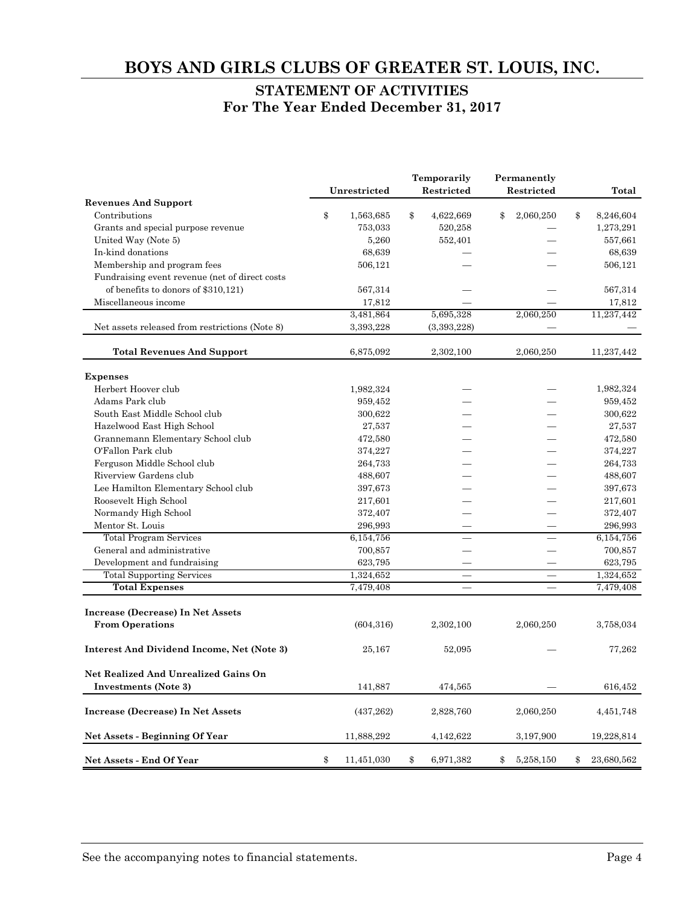# BOYS AND GIRLS CLUBS OF GREATER ST. LOUIS, INC.

## STATEMENT OF ACTIVITIES
## For The Year Ended December 31, 2017

| | Unrestricted | Temporarily Restricted | Permanently Restricted | Total |
|---|---|---|---|---|
| **Revenues And Support** | | | | |
| Contributions | $ 1,563,685 | $ 4,622,669 | $ 2,060,250 | $ 8,246,604 |
| Grants and special purpose revenue | 753,033 | 520,258 | — | 1,273,291 |
| United Way (Note 5) | 5,260 | 552,401 | — | 557,661 |
| In-kind donations | 68,639 | — | — | 68,639 |
| Membership and program fees | 506,121 | — | — | 506,121 |
| Fundraising event revenue (net of direct costs of benefits to donors of $310,121) | 567,314 | — | — | 567,314 |
| Miscellaneous income | 17,812 | — | — | 17,812 |
| | 3,481,864 | 5,695,328 | 2,060,250 | 11,237,442 |
| Net assets released from restrictions (Note 8) | 3,393,228 | (3,393,228) | — | — |
| **Total Revenues And Support** | 6,875,092 | 2,302,100 | 2,060,250 | 11,237,442 |
| **Expenses** | | | | |
| Herbert Hoover club | 1,982,324 | — | — | 1,982,324 |
| Adams Park club | 959,452 | — | — | 959,452 |
| South East Middle School club | 300,622 | — | — | 300,622 |
| Hazelwood East High School | 27,537 | — | — | 27,537 |
| Grannemann Elementary School club | 472,580 | — | — | 472,580 |
| O'Fallon Park club | 374,227 | — | — | 374,227 |
| Ferguson Middle School club | 264,733 | — | — | 264,733 |
| Riverview Gardens club | 488,607 | — | — | 488,607 |
| Lee Hamilton Elementary School club | 397,673 | — | — | 397,673 |
| Roosevelt High School | 217,601 | — | — | 217,601 |
| Normandy High School | 372,407 | — | — | 372,407 |
| Mentor St. Louis | 296,993 | — | — | 296,993 |
| Total Program Services | 6,154,756 | — | — | 6,154,756 |
| General and administrative | 700,857 | — | — | 700,857 |
| Development and fundraising | 623,795 | — | — | 623,795 |
| Total Supporting Services | 1,324,652 | — | — | 1,324,652 |
| **Total Expenses** | 7,479,408 | — | — | 7,479,408 |
| **Increase (Decrease) In Net Assets From Operations** | (604,316) | 2,302,100 | 2,060,250 | 3,758,034 |
| **Interest And Dividend Income, Net (Note 3)** | 25,167 | 52,095 | — | 77,262 |
| **Net Realized And Unrealized Gains On Investments (Note 3)** | 141,887 | 474,565 | — | 616,452 |
| **Increase (Decrease) In Net Assets** | (437,262) | 2,828,760 | 2,060,250 | 4,451,748 |
| **Net Assets - Beginning Of Year** | 11,888,292 | 4,142,622 | 3,197,900 | 19,228,814 |
| **Net Assets - End Of Year** | $ 11,451,030 | $ 6,971,382 | $ 5,258,150 | $ 23,680,562 |

See the accompanying notes to financial statements.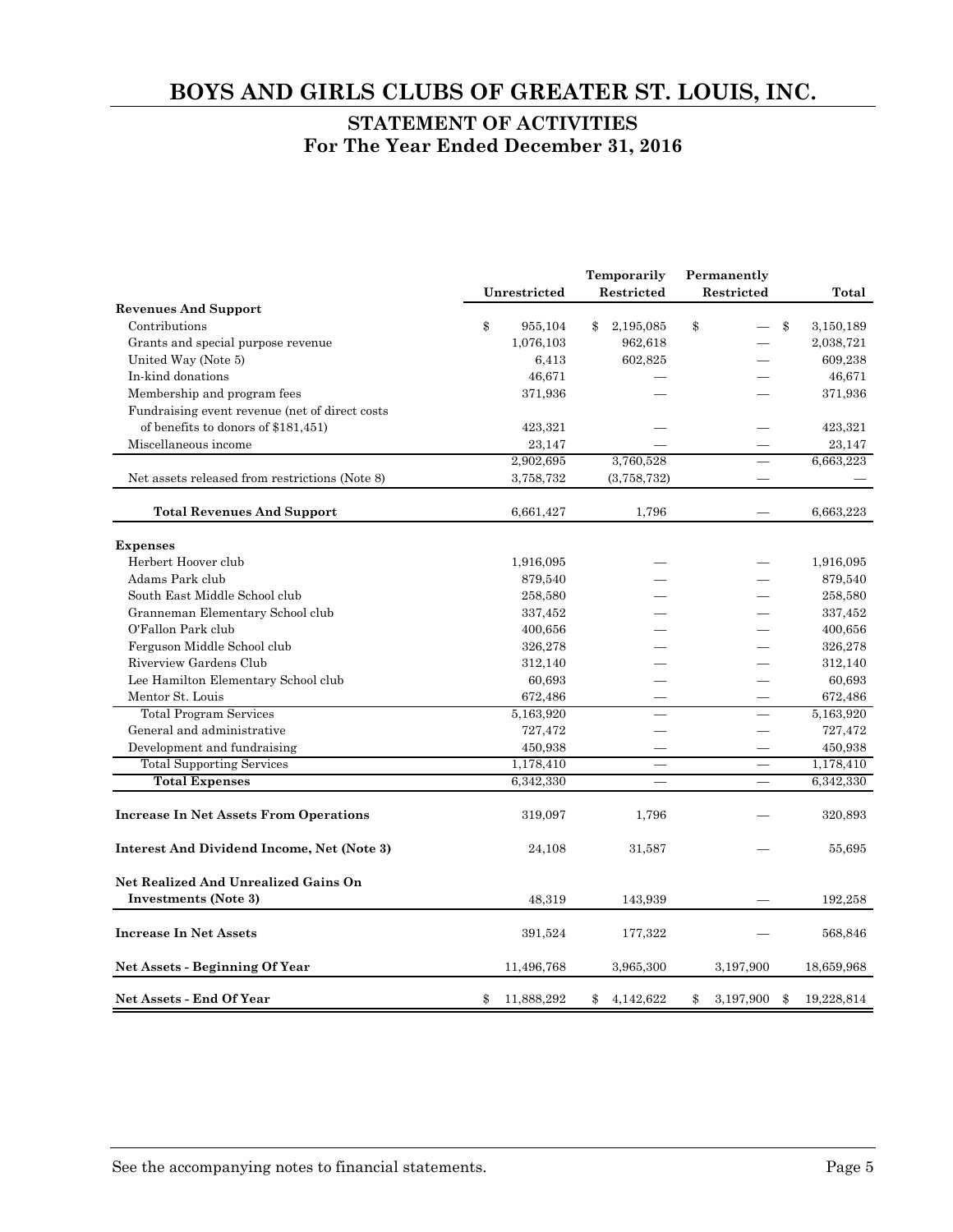# BOYS AND GIRLS CLUBS OF GREATER ST. LOUIS, INC.

## STATEMENT OF ACTIVITIES
## For The Year Ended December 31, 2016

| | Unrestricted | Temporarily Restricted | Permanently Restricted | Total |
|---|---|---|---|---|
| **Revenues And Support** | | | | |
| Contributions | $ 955,104 | $ 2,195,085 | $ — | $ 3,150,189 |
| Grants and special purpose revenue | 1,076,103 | 962,618 | — | 2,038,721 |
| United Way (Note 5) | 6,413 | 602,825 | — | 609,238 |
| In-kind donations | 46,671 | — | — | 46,671 |
| Membership and program fees | 371,936 | — | — | 371,936 |
| Fundraising event revenue (net of direct costs of benefits to donors of $181,451) | 423,321 | — | — | 423,321 |
| Miscellaneous income | 23,147 | — | — | 23,147 |
| | 2,902,695 | 3,760,528 | — | 6,663,223 |
| Net assets released from restrictions (Note 8) | 3,758,732 | (3,758,732) | — | — |
| **Total Revenues And Support** | 6,661,427 | 1,796 | — | 6,663,223 |
| **Expenses** | | | | |
| Herbert Hoover club | 1,916,095 | — | — | 1,916,095 |
| Adams Park club | 879,540 | — | — | 879,540 |
| South East Middle School club | 258,580 | — | — | 258,580 |
| Granneman Elementary School club | 337,452 | — | — | 337,452 |
| O'Fallon Park club | 400,656 | — | — | 400,656 |
| Ferguson Middle School club | 326,278 | — | — | 326,278 |
| Riverview Gardens Club | 312,140 | — | — | 312,140 |
| Lee Hamilton Elementary School club | 60,693 | — | — | 60,693 |
| Mentor St. Louis | 672,486 | — | — | 672,486 |
| Total Program Services | 5,163,920 | — | — | 5,163,920 |
| General and administrative | 727,472 | — | — | 727,472 |
| Development and fundraising | 450,938 | — | — | 450,938 |
| Total Supporting Services | 1,178,410 | — | — | 1,178,410 |
| **Total Expenses** | 6,342,330 | — | — | 6,342,330 |
| **Increase In Net Assets From Operations** | 319,097 | 1,796 | — | 320,893 |
| **Interest And Dividend Income, Net (Note 3)** | 24,108 | 31,587 | — | 55,695 |
| **Net Realized And Unrealized Gains On Investments (Note 3)** | 48,319 | 143,939 | — | 192,258 |
| **Increase In Net Assets** | 391,524 | 177,322 | — | 568,846 |
| **Net Assets - Beginning Of Year** | 11,496,768 | 3,965,300 | 3,197,900 | 18,659,968 |
| **Net Assets - End Of Year** | $ 11,888,292 | $ 4,142,622 | $ 3,197,900 | $ 19,228,814 |

See the accompanying notes to financial statements.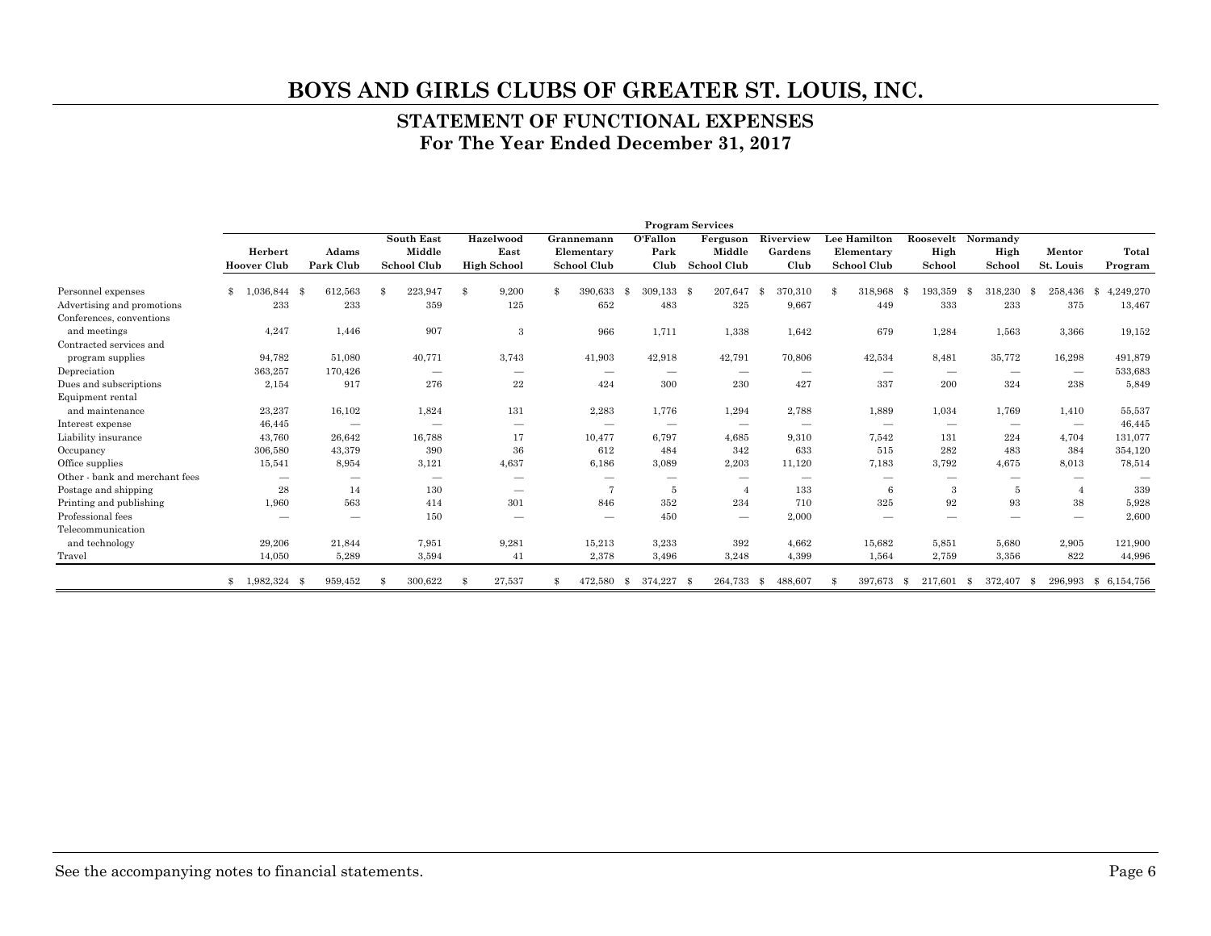# BOYS AND GIRLS CLUBS OF GREATER ST. LOUIS, INC.

## STATEMENT OF FUNCTIONAL EXPENSES
## For The Year Ended December 31, 2017

| | Program Services | | | | | | | | | | | | |
|---|---|---|---|---|---|---|---|---|---|---|---|---|---|
| | Herbert Hoover Club | Adams Park Club | South East Middle School Club | Hazelwood East High School | Grannemann Elementary School Club | O'Fallon Park Club | Ferguson Middle School Club | Riverview Gardens Club | Lee Hamilton Elementary School Club | Roosevelt High School | Normandy High School | Mentor St. Louis | Total Program |
| Personnel expenses | $ 1,036,844 | $ 612,563 | $ 223,947 | $ 9,200 | $ 390,633 | $ 309,133 | $ 207,647 | $ 370,310 | $ 318,968 | $ 193,359 | $ 318,230 | $ 258,436 | $ 4,249,270 |
| Advertising and promotions | 233 | 233 | 359 | 125 | 652 | 483 | 325 | 9,667 | 449 | 333 | 233 | 375 | 13,467 |
| Conferences, conventions and meetings | 4,247 | 1,446 | 907 | 3 | 966 | 1,711 | 1,338 | 1,642 | 679 | 1,284 | 1,563 | 3,366 | 19,152 |
| Contracted services and program supplies | 94,782 | 51,080 | 40,771 | 3,743 | 41,903 | 42,918 | 42,791 | 70,806 | 42,534 | 8,481 | 35,772 | 16,298 | 491,879 |
| Depreciation | 363,257 | 170,426 | — | — | — | — | — | — | — | — | — | — | 533,683 |
| Dues and subscriptions | 2,154 | 917 | 276 | 22 | 424 | 300 | 230 | 427 | 337 | 200 | 324 | 238 | 5,849 |
| Equipment rental and maintenance | 23,237 | 16,102 | 1,824 | 131 | 2,283 | 1,776 | 1,294 | 2,788 | 1,889 | 1,034 | 1,769 | 1,410 | 55,537 |
| Interest expense | 46,445 | — | — | — | — | — | — | — | — | — | — | — | 46,445 |
| Liability insurance | 43,760 | 26,642 | 16,788 | 17 | 10,477 | 6,797 | 4,685 | 9,310 | 7,542 | 131 | 224 | 4,704 | 131,077 |
| Occupancy | 306,580 | 43,379 | 390 | 36 | 612 | 484 | 342 | 633 | 515 | 282 | 483 | 384 | 354,120 |
| Office supplies | 15,541 | 8,954 | 3,121 | 4,637 | 6,186 | 3,089 | 2,203 | 11,120 | 7,183 | 3,792 | 4,675 | 8,013 | 78,514 |
| Other - bank and merchant fees | — | — | — | — | — | — | — | — | — | — | — | — | — |
| Postage and shipping | 28 | 14 | 130 | — | 7 | 5 | 4 | 133 | 6 | 3 | 5 | 4 | 339 |
| Printing and publishing | 1,960 | 563 | 414 | 301 | 846 | 352 | 234 | 710 | 325 | 92 | 93 | 38 | 5,928 |
| Professional fees | — | — | 150 | — | — | 450 | — | 2,000 | — | — | — | — | 2,600 |
| Telecommunication and technology | 29,206 | 21,844 | 7,951 | 9,281 | 15,213 | 3,233 | 392 | 4,662 | 15,682 | 5,851 | 5,680 | 2,905 | 121,900 |
| Travel | 14,050 | 5,289 | 3,594 | 41 | 2,378 | 3,496 | 3,248 | 4,399 | 1,564 | 2,759 | 3,356 | 822 | 44,996 |
| | $ 1,982,324 | $ 959,452 | $ 300,622 | $ 27,537 | $ 472,580 | $ 374,227 | $ 264,733 | $ 488,607 | $ 397,673 | $ 217,601 | $ 372,407 | $ 296,993 | $ 6,154,756 |

See the accompanying notes to financial statements.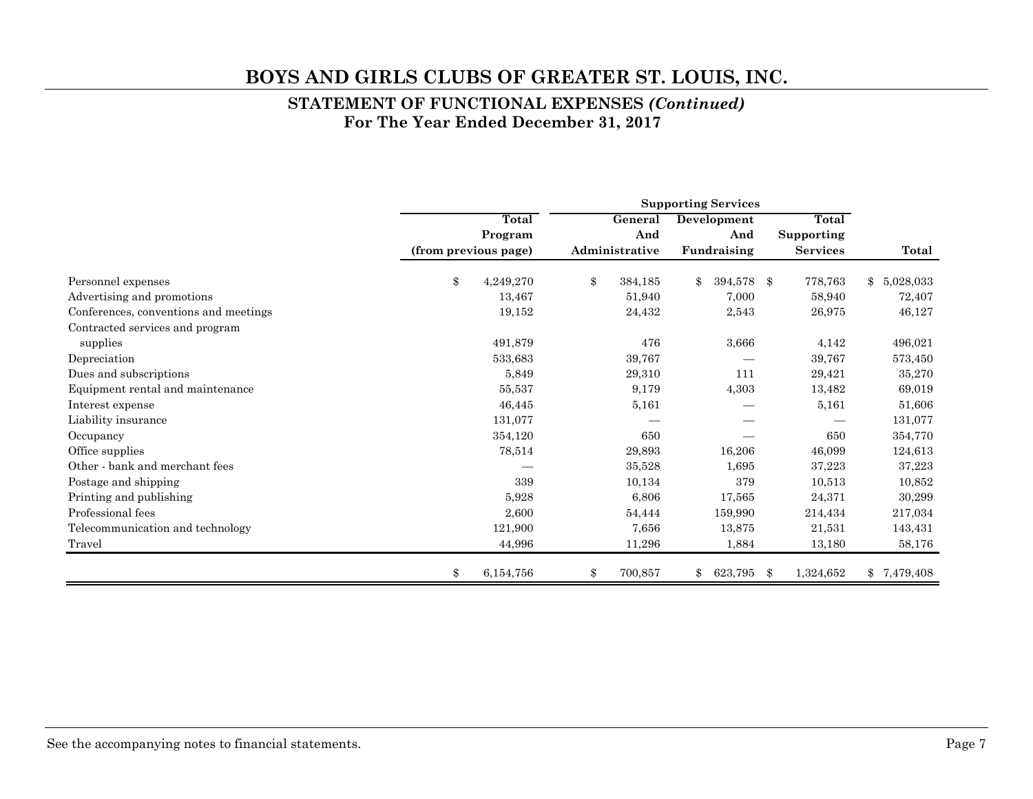# BOYS AND GIRLS CLUBS OF GREATER ST. LOUIS, INC.

## STATEMENT OF FUNCTIONAL EXPENSES *(Continued)*
## For The Year Ended December 31, 2017

| | Total Program (from previous page) | Supporting Services | | | |
|---|---|---|---|---|---|
| | | General And Administrative | Development And Fundraising | Total Supporting Services | Total |
| Personnel expenses | $ 4,249,270 | $ 384,185 | $ 394,578 | $ 778,763 | $ 5,028,033 |
| Advertising and promotions | 13,467 | 51,940 | 7,000 | 58,940 | 72,407 |
| Conferences, conventions and meetings | 19,152 | 24,432 | 2,543 | 26,975 | 46,127 |
| Contracted services and program supplies | 491,879 | 476 | 3,666 | 4,142 | 496,021 |
| Depreciation | 533,683 | 39,767 | — | 39,767 | 573,450 |
| Dues and subscriptions | 5,849 | 29,310 | 111 | 29,421 | 35,270 |
| Equipment rental and maintenance | 55,537 | 9,179 | 4,303 | 13,482 | 69,019 |
| Interest expense | 46,445 | 5,161 | — | 5,161 | 51,606 |
| Liability insurance | 131,077 | — | — | — | 131,077 |
| Occupancy | 354,120 | 650 | — | 650 | 354,770 |
| Office supplies | 78,514 | 29,893 | 16,206 | 46,099 | 124,613 |
| Other - bank and merchant fees | — | 35,528 | 1,695 | 37,223 | 37,223 |
| Postage and shipping | 339 | 10,134 | 379 | 10,513 | 10,852 |
| Printing and publishing | 5,928 | 6,806 | 17,565 | 24,371 | 30,299 |
| Professional fees | 2,600 | 54,444 | 159,990 | 214,434 | 217,034 |
| Telecommunication and technology | 121,900 | 7,656 | 13,875 | 21,531 | 143,431 |
| Travel | 44,996 | 11,296 | 1,884 | 13,180 | 58,176 |
| | $ 6,154,756 | $ 700,857 | $ 623,795 | $ 1,324,652 | $ 7,479,408 |

See the accompanying notes to financial statements.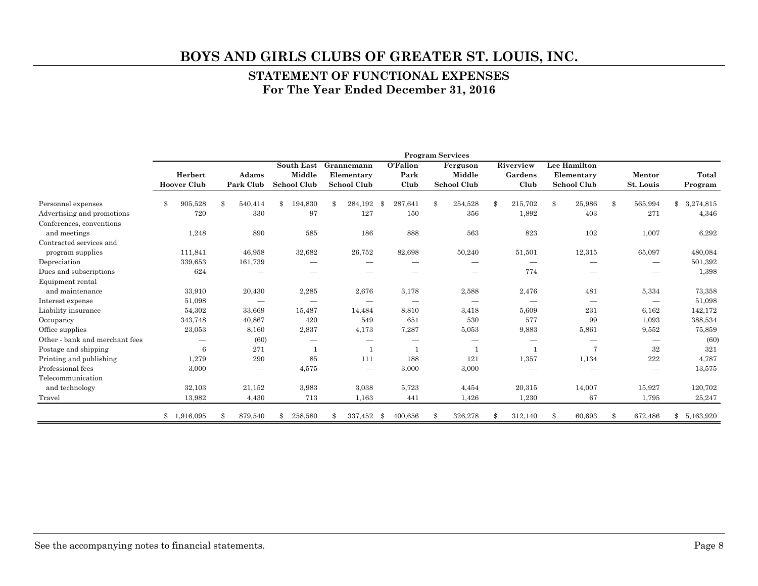# BOYS AND GIRLS CLUBS OF GREATER ST. LOUIS, INC.

## STATEMENT OF FUNCTIONAL EXPENSES
## For The Year Ended December 31, 2016

| | Program Services | | | | | | | | | |
|---|---|---|---|---|---|---|---|---|---|---|
| | Herbert Hoover Club | Adams Park Club | South East Middle School Club | Grannemann Elementary School Club | O'Fallon Park Club | Ferguson Middle School Club | Riverview Gardens Club | Lee Hamilton Elementary School Club | Mentor St. Louis | Total Program |
| Personnel expenses | $ 905,528 | $ 540,414 | $ 194,830 | $ 284,192 | $ 287,641 | $ 254,528 | $ 215,702 | $ 25,986 | $ 565,994 | $ 3,274,815 |
| Advertising and promotions | 720 | 330 | 97 | 127 | 150 | 356 | 1,892 | 403 | 271 | 4,346 |
| Conferences, conventions and meetings | 1,248 | 890 | 585 | 186 | 888 | 563 | 823 | 102 | 1,007 | 6,292 |
| Contracted services and program supplies | 111,841 | 46,958 | 32,682 | 26,752 | 82,698 | 50,240 | 51,501 | 12,315 | 65,097 | 480,084 |
| Depreciation | 339,653 | 161,739 | — | — | — | — | — | — | — | 501,392 |
| Dues and subscriptions | 624 | — | — | — | — | — | 774 | — | — | 1,398 |
| Equipment rental and maintenance | 33,910 | 20,430 | 2,285 | 2,676 | 3,178 | 2,588 | 2,476 | 481 | 5,334 | 73,358 |
| Interest expense | 51,098 | — | — | — | — | — | — | — | — | 51,098 |
| Liability insurance | 54,302 | 33,669 | 15,487 | 14,484 | 8,810 | 3,418 | 5,609 | 231 | 6,162 | 142,172 |
| Occupancy | 343,748 | 40,867 | 420 | 549 | 651 | 530 | 577 | 99 | 1,093 | 388,534 |
| Office supplies | 23,053 | 8,160 | 2,837 | 4,173 | 7,287 | 5,053 | 9,883 | 5,861 | 9,552 | 75,859 |
| Other - bank and merchant fees | — | (60) | — | — | — | — | — | — | — | (60) |
| Postage and shipping | 6 | 271 | 1 | 1 | 1 | 1 | 1 | 7 | 32 | 321 |
| Printing and publishing | 1,279 | 290 | 85 | 111 | 188 | 121 | 1,357 | 1,134 | 222 | 4,787 |
| Professional fees | 3,000 | — | 4,575 | — | 3,000 | 3,000 | — | — | — | 13,575 |
| Telecommunication and technology | 32,103 | 21,152 | 3,983 | 3,038 | 5,723 | 4,454 | 20,315 | 14,007 | 15,927 | 120,702 |
| Travel | 13,982 | 4,430 | 713 | 1,163 | 441 | 1,426 | 1,230 | 67 | 1,795 | 25,247 |
| | $ 1,916,095 | $ 879,540 | $ 258,580 | $ 337,452 | $ 400,656 | $ 326,278 | $ 312,140 | $ 60,693 | $ 672,486 | $ 5,163,920 |

See the accompanying notes to financial statements.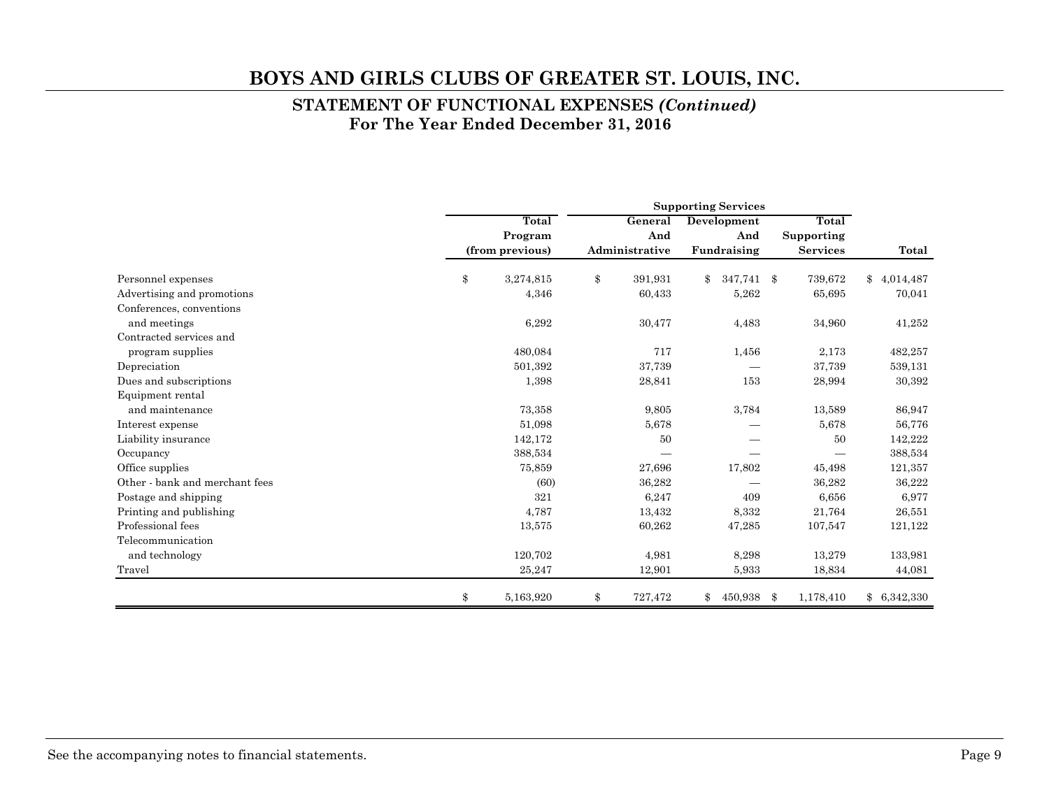# BOYS AND GIRLS CLUBS OF GREATER ST. LOUIS, INC.

## STATEMENT OF FUNCTIONAL EXPENSES *(Continued)*
## For The Year Ended December 31, 2016

| | Total Program (from previous) | Supporting Services | | | |
|---|---|---|---|---|---|
| | | General And Administrative | Development And Fundraising | Total Supporting Services | Total |
| Personnel expenses | $ 3,274,815 | $ 391,931 | $ 347,741 | $ 739,672 | $ 4,014,487 |
| Advertising and promotions | 4,346 | 60,433 | 5,262 | 65,695 | 70,041 |
| Conferences, conventions and meetings | 6,292 | 30,477 | 4,483 | 34,960 | 41,252 |
| Contracted services and program supplies | 480,084 | 717 | 1,456 | 2,173 | 482,257 |
| Depreciation | 501,392 | 37,739 | — | 37,739 | 539,131 |
| Dues and subscriptions | 1,398 | 28,841 | 153 | 28,994 | 30,392 |
| Equipment rental and maintenance | 73,358 | 9,805 | 3,784 | 13,589 | 86,947 |
| Interest expense | 51,098 | 5,678 | — | 5,678 | 56,776 |
| Liability insurance | 142,172 | 50 | — | 50 | 142,222 |
| Occupancy | 388,534 | — | — | — | 388,534 |
| Office supplies | 75,859 | 27,696 | 17,802 | 45,498 | 121,357 |
| Other - bank and merchant fees | (60) | 36,282 | — | 36,282 | 36,222 |
| Postage and shipping | 321 | 6,247 | 409 | 6,656 | 6,977 |
| Printing and publishing | 4,787 | 13,432 | 8,332 | 21,764 | 26,551 |
| Professional fees | 13,575 | 60,262 | 47,285 | 107,547 | 121,122 |
| Telecommunication and technology | 120,702 | 4,981 | 8,298 | 13,279 | 133,981 |
| Travel | 25,247 | 12,901 | 5,933 | 18,834 | 44,081 |
| | $ 5,163,920 | $ 727,472 | $ 450,938 | $ 1,178,410 | $ 6,342,330 |

See the accompanying notes to financial statements.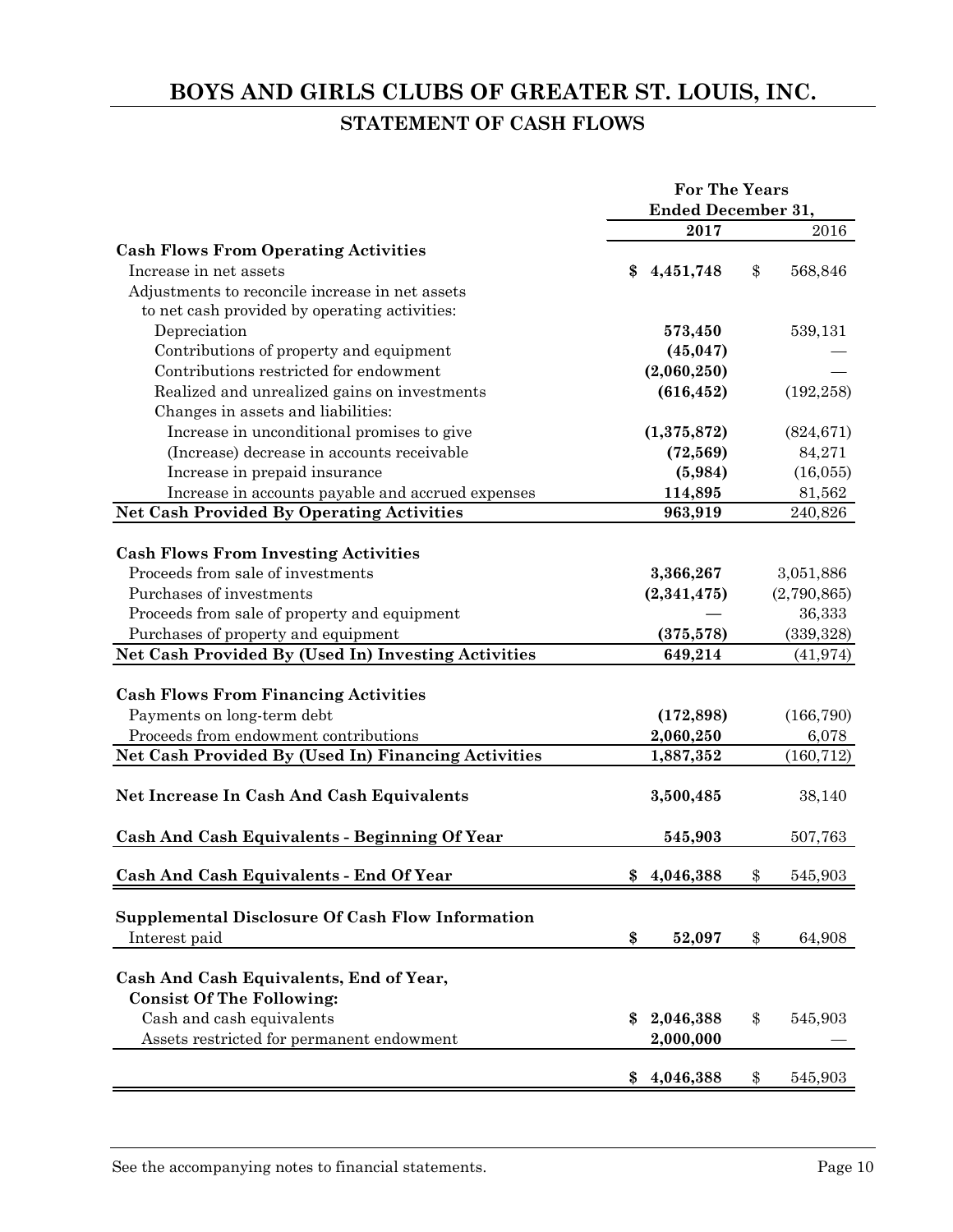# BOYS AND GIRLS CLUBS OF GREATER ST. LOUIS, INC.

## STATEMENT OF CASH FLOWS

| | For The Years Ended December 31, | |
|---|---|---|
| | **2017** | 2016 |
| **Cash Flows From Operating Activities** | | |
| Increase in net assets | **$ 4,451,748** | $ 568,846 |
| Adjustments to reconcile increase in net assets to net cash provided by operating activities: | | |
| Depreciation | **573,450** | 539,131 |
| Contributions of property and equipment | **(45,047)** | — |
| Contributions restricted for endowment | **(2,060,250)** | — |
| Realized and unrealized gains on investments | **(616,452)** | (192,258) |
| Changes in assets and liabilities: | | |
| Increase in unconditional promises to give | **(1,375,872)** | (824,671) |
| (Increase) decrease in accounts receivable | **(72,569)** | 84,271 |
| Increase in prepaid insurance | **(5,984)** | (16,055) |
| Increase in accounts payable and accrued expenses | **114,895** | 81,562 |
| **Net Cash Provided By Operating Activities** | **963,919** | 240,826 |
| **Cash Flows From Investing Activities** | | |
| Proceeds from sale of investments | **3,366,267** | 3,051,886 |
| Purchases of investments | **(2,341,475)** | (2,790,865) |
| Proceeds from sale of property and equipment | **—** | 36,333 |
| Purchases of property and equipment | **(375,578)** | (339,328) |
| **Net Cash Provided By (Used In) Investing Activities** | **649,214** | (41,974) |
| **Cash Flows From Financing Activities** | | |
| Payments on long-term debt | **(172,898)** | (166,790) |
| Proceeds from endowment contributions | **2,060,250** | 6,078 |
| **Net Cash Provided By (Used In) Financing Activities** | **1,887,352** | (160,712) |
| **Net Increase In Cash And Cash Equivalents** | **3,500,485** | 38,140 |
| **Cash And Cash Equivalents - Beginning Of Year** | **545,903** | 507,763 |
| **Cash And Cash Equivalents - End Of Year** | **$ 4,046,388** | $ 545,903 |
| **Supplemental Disclosure Of Cash Flow Information** | | |
| Interest paid | **$ 52,097** | $ 64,908 |
| **Cash And Cash Equivalents, End of Year, Consist Of The Following:** | | |
| Cash and cash equivalents | **$ 2,046,388** | $ 545,903 |
| Assets restricted for permanent endowment | **2,000,000** | — |
| | **$ 4,046,388** | $ 545,903 |

See the accompanying notes to financial statements.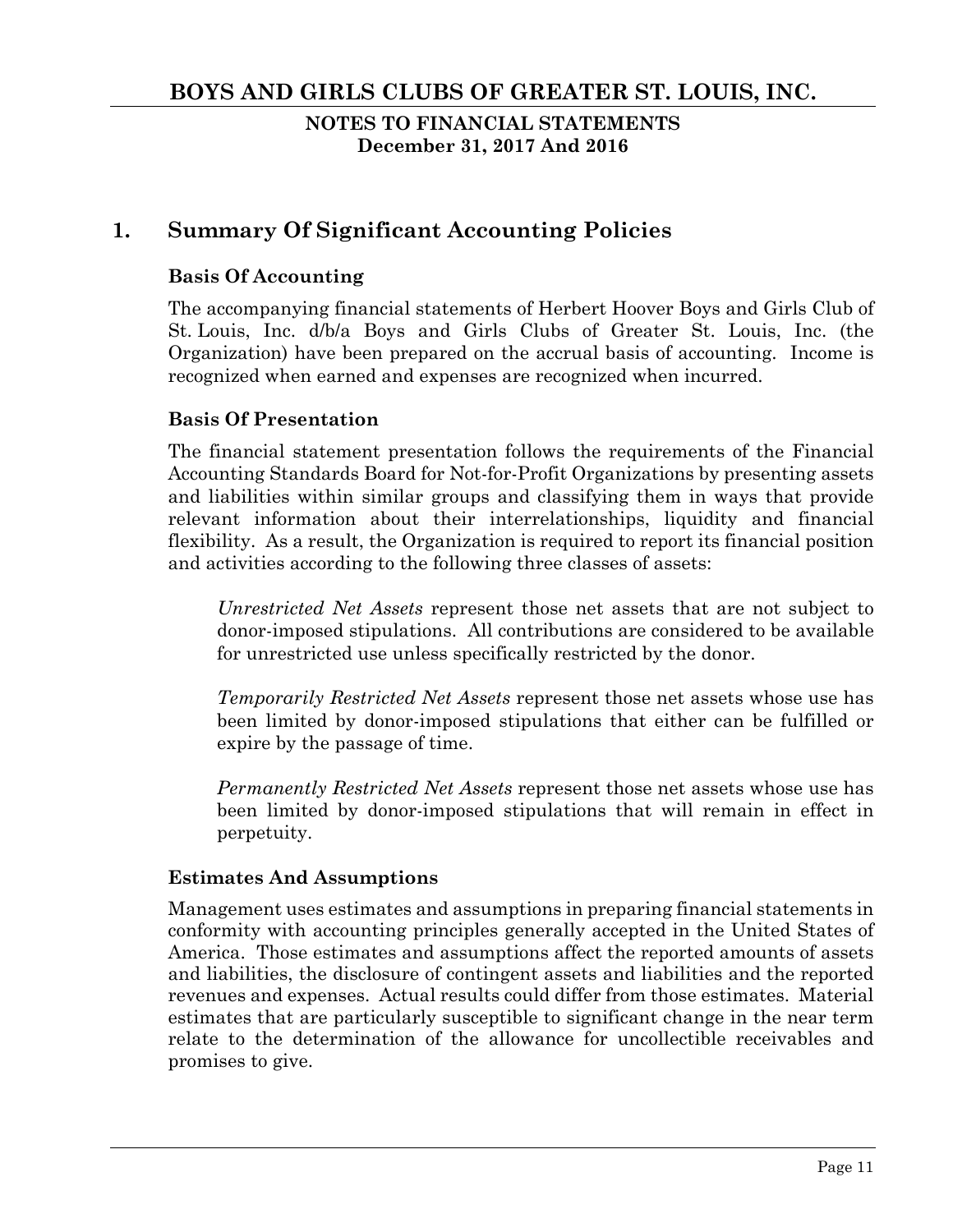# BOYS AND GIRLS CLUBS OF GREATER ST. LOUIS, INC.

**NOTES TO FINANCIAL STATEMENTS**
**December 31, 2017 And 2016**

## 1. Summary Of Significant Accounting Policies

### Basis Of Accounting

The accompanying financial statements of Herbert Hoover Boys and Girls Club of St. Louis, Inc. d/b/a Boys and Girls Clubs of Greater St. Louis, Inc. (the Organization) have been prepared on the accrual basis of accounting. Income is recognized when earned and expenses are recognized when incurred.

### Basis Of Presentation

The financial statement presentation follows the requirements of the Financial Accounting Standards Board for Not-for-Profit Organizations by presenting assets and liabilities within similar groups and classifying them in ways that provide relevant information about their interrelationships, liquidity and financial flexibility. As a result, the Organization is required to report its financial position and activities according to the following three classes of assets:

*Unrestricted Net Assets* represent those net assets that are not subject to donor-imposed stipulations. All contributions are considered to be available for unrestricted use unless specifically restricted by the donor.

*Temporarily Restricted Net Assets* represent those net assets whose use has been limited by donor-imposed stipulations that either can be fulfilled or expire by the passage of time.

*Permanently Restricted Net Assets* represent those net assets whose use has been limited by donor-imposed stipulations that will remain in effect in perpetuity.

### Estimates And Assumptions

Management uses estimates and assumptions in preparing financial statements in conformity with accounting principles generally accepted in the United States of America. Those estimates and assumptions affect the reported amounts of assets and liabilities, the disclosure of contingent assets and liabilities and the reported revenues and expenses. Actual results could differ from those estimates. Material estimates that are particularly susceptible to significant change in the near term relate to the determination of the allowance for uncollectible receivables and promises to give.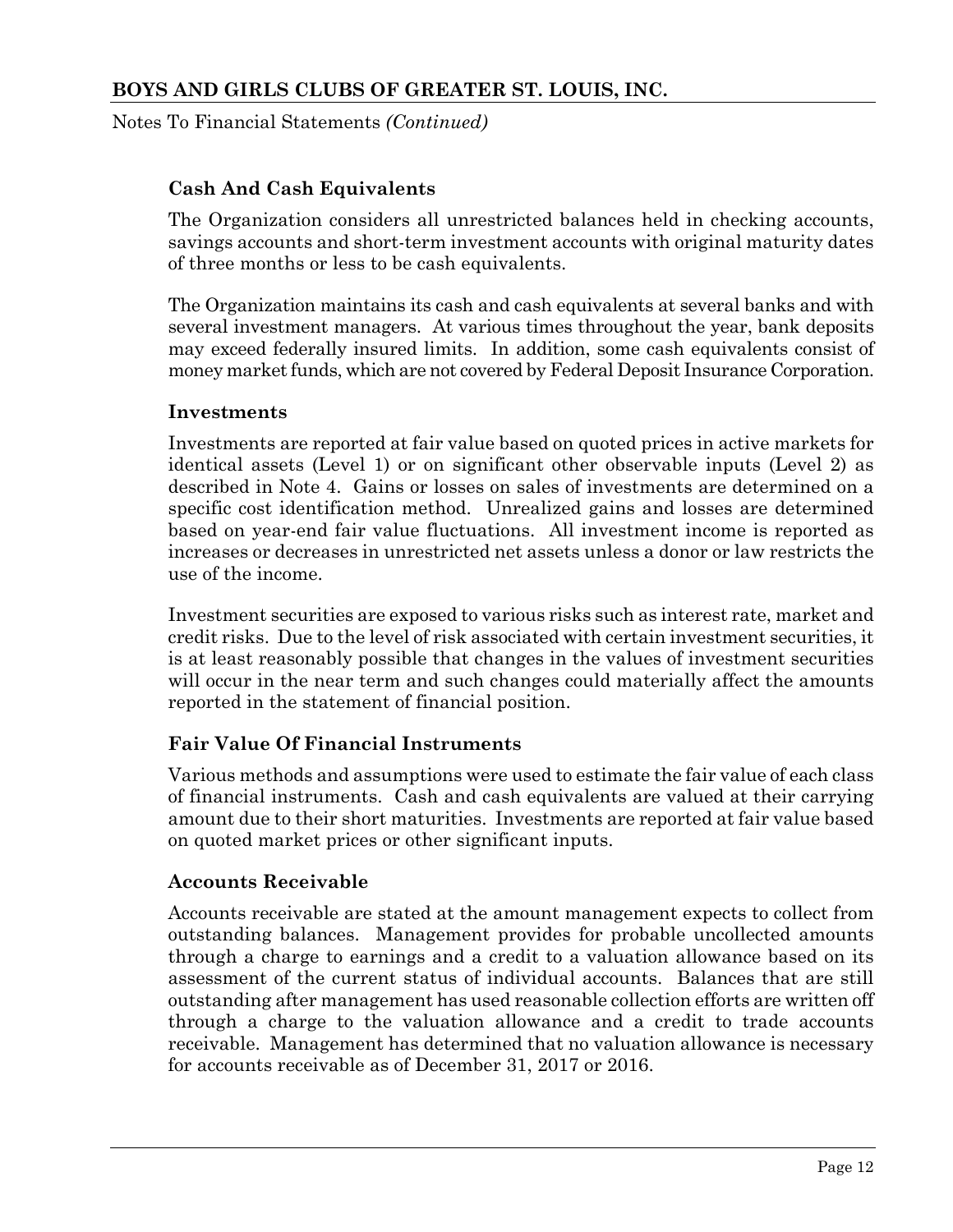### Cash And Cash Equivalents

The Organization considers all unrestricted balances held in checking accounts, savings accounts and short-term investment accounts with original maturity dates of three months or less to be cash equivalents.

The Organization maintains its cash and cash equivalents at several banks and with several investment managers. At various times throughout the year, bank deposits may exceed federally insured limits. In addition, some cash equivalents consist of money market funds, which are not covered by Federal Deposit Insurance Corporation.

### Investments

Investments are reported at fair value based on quoted prices in active markets for identical assets (Level 1) or on significant other observable inputs (Level 2) as described in Note 4. Gains or losses on sales of investments are determined on a specific cost identification method. Unrealized gains and losses are determined based on year-end fair value fluctuations. All investment income is reported as increases or decreases in unrestricted net assets unless a donor or law restricts the use of the income.

Investment securities are exposed to various risks such as interest rate, market and credit risks. Due to the level of risk associated with certain investment securities, it is at least reasonably possible that changes in the values of investment securities will occur in the near term and such changes could materially affect the amounts reported in the statement of financial position.

### Fair Value Of Financial Instruments

Various methods and assumptions were used to estimate the fair value of each class of financial instruments. Cash and cash equivalents are valued at their carrying amount due to their short maturities. Investments are reported at fair value based on quoted market prices or other significant inputs.

### Accounts Receivable

Accounts receivable are stated at the amount management expects to collect from outstanding balances. Management provides for probable uncollected amounts through a charge to earnings and a credit to a valuation allowance based on its assessment of the current status of individual accounts. Balances that are still outstanding after management has used reasonable collection efforts are written off through a charge to the valuation allowance and a credit to trade accounts receivable. Management has determined that no valuation allowance is necessary for accounts receivable as of December 31, 2017 or 2016.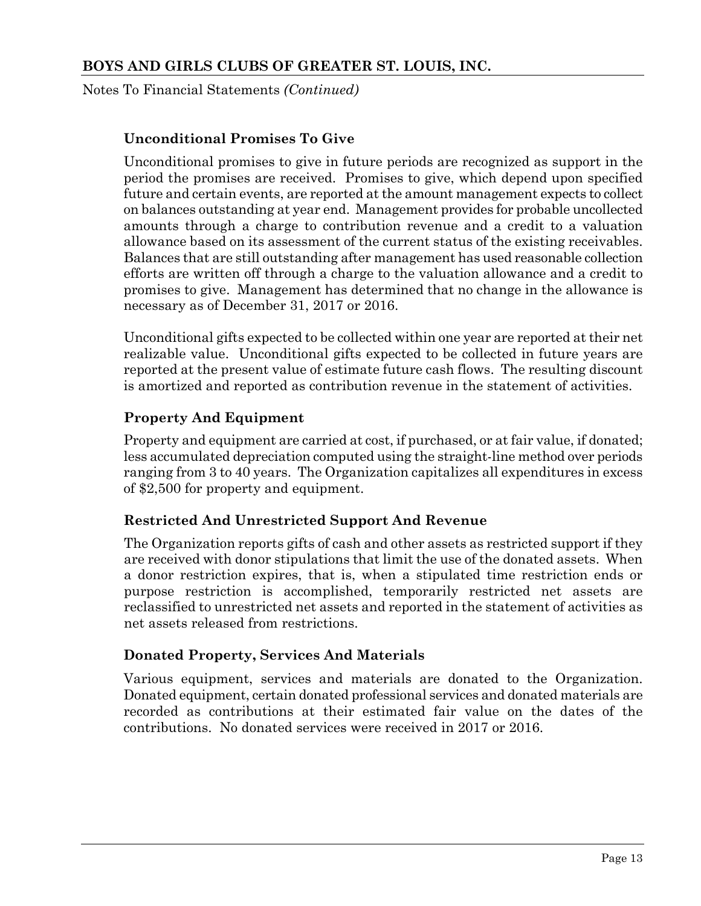Notes To Financial Statements *(Continued)*

### Unconditional Promises To Give

Unconditional promises to give in future periods are recognized as support in the period the promises are received. Promises to give, which depend upon specified future and certain events, are reported at the amount management expects to collect on balances outstanding at year end. Management provides for probable uncollected amounts through a charge to contribution revenue and a credit to a valuation allowance based on its assessment of the current status of the existing receivables. Balances that are still outstanding after management has used reasonable collection efforts are written off through a charge to the valuation allowance and a credit to promises to give. Management has determined that no change in the allowance is necessary as of December 31, 2017 or 2016.

Unconditional gifts expected to be collected within one year are reported at their net realizable value. Unconditional gifts expected to be collected in future years are reported at the present value of estimate future cash flows. The resulting discount is amortized and reported as contribution revenue in the statement of activities.

### Property And Equipment

Property and equipment are carried at cost, if purchased, or at fair value, if donated; less accumulated depreciation computed using the straight-line method over periods ranging from 3 to 40 years. The Organization capitalizes all expenditures in excess of $2,500 for property and equipment.

### Restricted And Unrestricted Support And Revenue

The Organization reports gifts of cash and other assets as restricted support if they are received with donor stipulations that limit the use of the donated assets. When a donor restriction expires, that is, when a stipulated time restriction ends or purpose restriction is accomplished, temporarily restricted net assets are reclassified to unrestricted net assets and reported in the statement of activities as net assets released from restrictions.

### Donated Property, Services And Materials

Various equipment, services and materials are donated to the Organization. Donated equipment, certain donated professional services and donated materials are recorded as contributions at their estimated fair value on the dates of the contributions. No donated services were received in 2017 or 2016.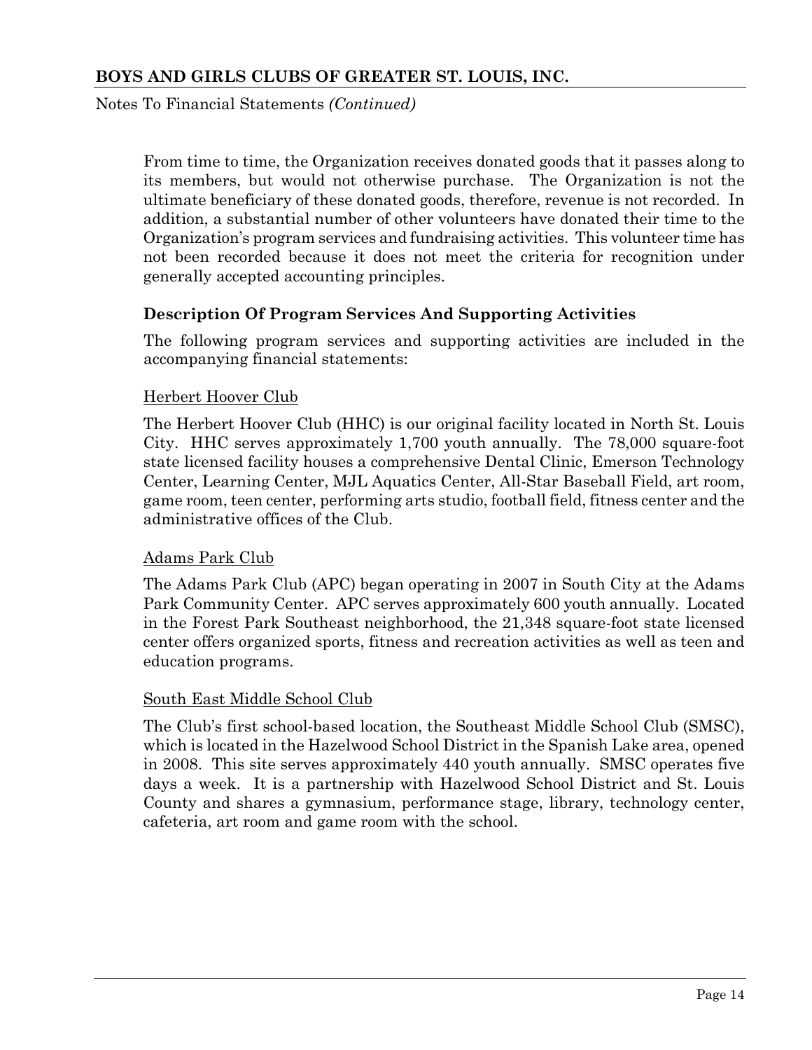From time to time, the Organization receives donated goods that it passes along to its members, but would not otherwise purchase. The Organization is not the ultimate beneficiary of these donated goods, therefore, revenue is not recorded. In addition, a substantial number of other volunteers have donated their time to the Organization's program services and fundraising activities. This volunteer time has not been recorded because it does not meet the criteria for recognition under generally accepted accounting principles.

### Description Of Program Services And Supporting Activities

The following program services and supporting activities are included in the accompanying financial statements:

Herbert Hoover Club

The Herbert Hoover Club (HHC) is our original facility located in North St. Louis City. HHC serves approximately 1,700 youth annually. The 78,000 square-foot state licensed facility houses a comprehensive Dental Clinic, Emerson Technology Center, Learning Center, MJL Aquatics Center, All-Star Baseball Field, art room, game room, teen center, performing arts studio, football field, fitness center and the administrative offices of the Club.

Adams Park Club

The Adams Park Club (APC) began operating in 2007 in South City at the Adams Park Community Center. APC serves approximately 600 youth annually. Located in the Forest Park Southeast neighborhood, the 21,348 square-foot state licensed center offers organized sports, fitness and recreation activities as well as teen and education programs.

South East Middle School Club

The Club's first school-based location, the Southeast Middle School Club (SMSC), which is located in the Hazelwood School District in the Spanish Lake area, opened in 2008. This site serves approximately 440 youth annually. SMSC operates five days a week. It is a partnership with Hazelwood School District and St. Louis County and shares a gymnasium, performance stage, library, technology center, cafeteria, art room and game room with the school.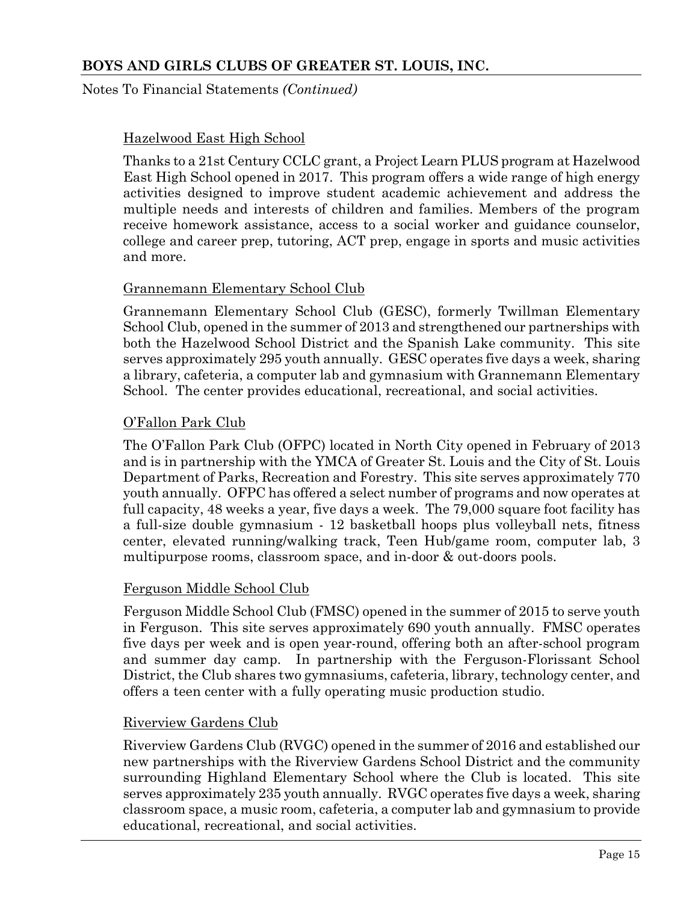Hazelwood East High School

Thanks to a 21st Century CCLC grant, a Project Learn PLUS program at Hazelwood East High School opened in 2017. This program offers a wide range of high energy activities designed to improve student academic achievement and address the multiple needs and interests of children and families. Members of the program receive homework assistance, access to a social worker and guidance counselor, college and career prep, tutoring, ACT prep, engage in sports and music activities and more.

Grannemann Elementary School Club

Grannemann Elementary School Club (GESC), formerly Twillman Elementary School Club, opened in the summer of 2013 and strengthened our partnerships with both the Hazelwood School District and the Spanish Lake community. This site serves approximately 295 youth annually. GESC operates five days a week, sharing a library, cafeteria, a computer lab and gymnasium with Grannemann Elementary School. The center provides educational, recreational, and social activities.

O'Fallon Park Club

The O'Fallon Park Club (OFPC) located in North City opened in February of 2013 and is in partnership with the YMCA of Greater St. Louis and the City of St. Louis Department of Parks, Recreation and Forestry. This site serves approximately 770 youth annually. OFPC has offered a select number of programs and now operates at full capacity, 48 weeks a year, five days a week. The 79,000 square foot facility has a full-size double gymnasium - 12 basketball hoops plus volleyball nets, fitness center, elevated running/walking track, Teen Hub/game room, computer lab, 3 multipurpose rooms, classroom space, and in-door & out-doors pools.

Ferguson Middle School Club

Ferguson Middle School Club (FMSC) opened in the summer of 2015 to serve youth in Ferguson. This site serves approximately 690 youth annually. FMSC operates five days per week and is open year-round, offering both an after-school program and summer day camp. In partnership with the Ferguson-Florissant School District, the Club shares two gymnasiums, cafeteria, library, technology center, and offers a teen center with a fully operating music production studio.

Riverview Gardens Club

Riverview Gardens Club (RVGC) opened in the summer of 2016 and established our new partnerships with the Riverview Gardens School District and the community surrounding Highland Elementary School where the Club is located. This site serves approximately 235 youth annually. RVGC operates five days a week, sharing classroom space, a music room, cafeteria, a computer lab and gymnasium to provide educational, recreational, and social activities.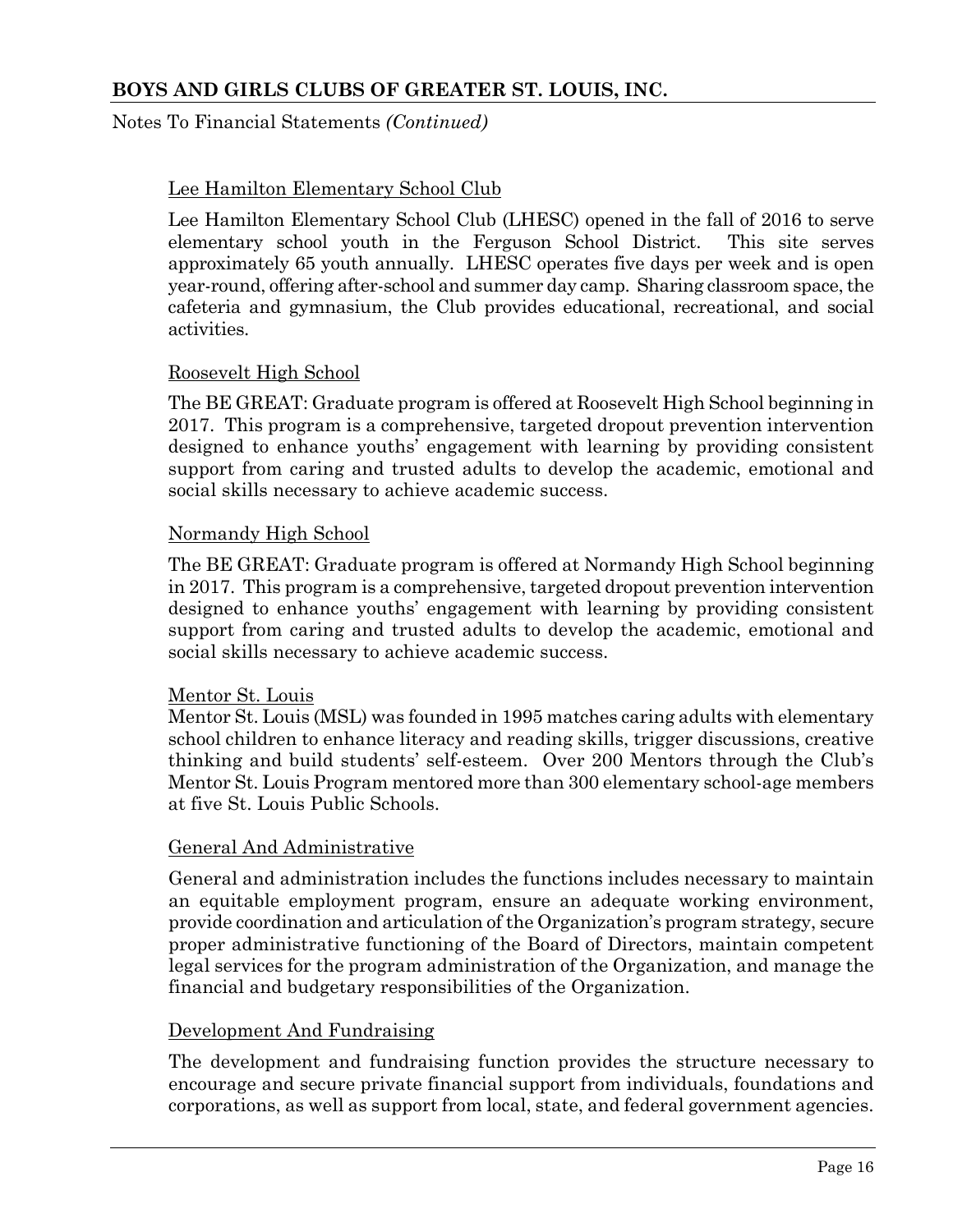Lee Hamilton Elementary School Club

Lee Hamilton Elementary School Club (LHESC) opened in the fall of 2016 to serve elementary school youth in the Ferguson School District. This site serves approximately 65 youth annually. LHESC operates five days per week and is open year-round, offering after-school and summer day camp. Sharing classroom space, the cafeteria and gymnasium, the Club provides educational, recreational, and social activities.

Roosevelt High School

The BE GREAT: Graduate program is offered at Roosevelt High School beginning in 2017. This program is a comprehensive, targeted dropout prevention intervention designed to enhance youths' engagement with learning by providing consistent support from caring and trusted adults to develop the academic, emotional and social skills necessary to achieve academic success.

Normandy High School

The BE GREAT: Graduate program is offered at Normandy High School beginning in 2017. This program is a comprehensive, targeted dropout prevention intervention designed to enhance youths' engagement with learning by providing consistent support from caring and trusted adults to develop the academic, emotional and social skills necessary to achieve academic success.

Mentor St. Louis

Mentor St. Louis (MSL) was founded in 1995 matches caring adults with elementary school children to enhance literacy and reading skills, trigger discussions, creative thinking and build students' self-esteem. Over 200 Mentors through the Club's Mentor St. Louis Program mentored more than 300 elementary school-age members at five St. Louis Public Schools.

General And Administrative

General and administration includes the functions includes necessary to maintain an equitable employment program, ensure an adequate working environment, provide coordination and articulation of the Organization's program strategy, secure proper administrative functioning of the Board of Directors, maintain competent legal services for the program administration of the Organization, and manage the financial and budgetary responsibilities of the Organization.

Development And Fundraising

The development and fundraising function provides the structure necessary to encourage and secure private financial support from individuals, foundations and corporations, as well as support from local, state, and federal government agencies.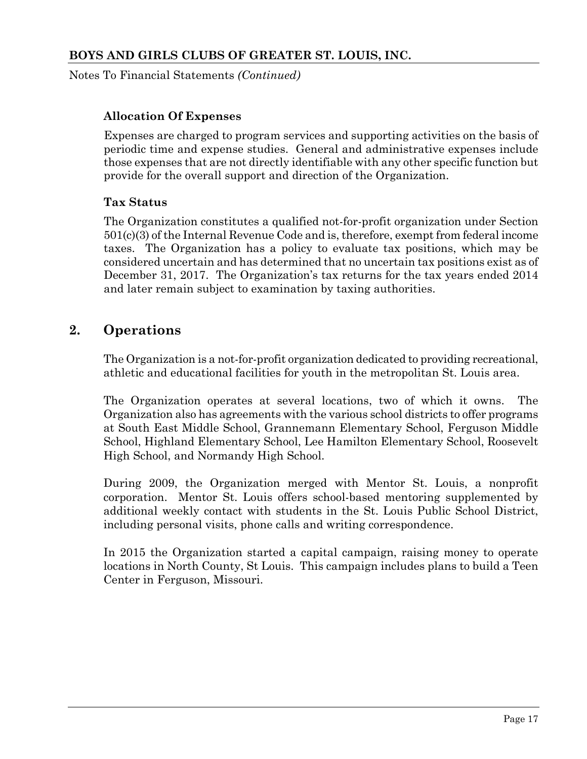### Allocation Of Expenses

Expenses are charged to program services and supporting activities on the basis of periodic time and expense studies. General and administrative expenses include those expenses that are not directly identifiable with any other specific function but provide for the overall support and direction of the Organization.

### Tax Status

The Organization constitutes a qualified not-for-profit organization under Section 501(c)(3) of the Internal Revenue Code and is, therefore, exempt from federal income taxes. The Organization has a policy to evaluate tax positions, which may be considered uncertain and has determined that no uncertain tax positions exist as of December 31, 2017. The Organization's tax returns for the tax years ended 2014 and later remain subject to examination by taxing authorities.

## 2. Operations

The Organization is a not-for-profit organization dedicated to providing recreational, athletic and educational facilities for youth in the metropolitan St. Louis area.

The Organization operates at several locations, two of which it owns. The Organization also has agreements with the various school districts to offer programs at South East Middle School, Grannemann Elementary School, Ferguson Middle School, Highland Elementary School, Lee Hamilton Elementary School, Roosevelt High School, and Normandy High School.

During 2009, the Organization merged with Mentor St. Louis, a nonprofit corporation. Mentor St. Louis offers school-based mentoring supplemented by additional weekly contact with students in the St. Louis Public School District, including personal visits, phone calls and writing correspondence.

In 2015 the Organization started a capital campaign, raising money to operate locations in North County, St Louis. This campaign includes plans to build a Teen Center in Ferguson, Missouri.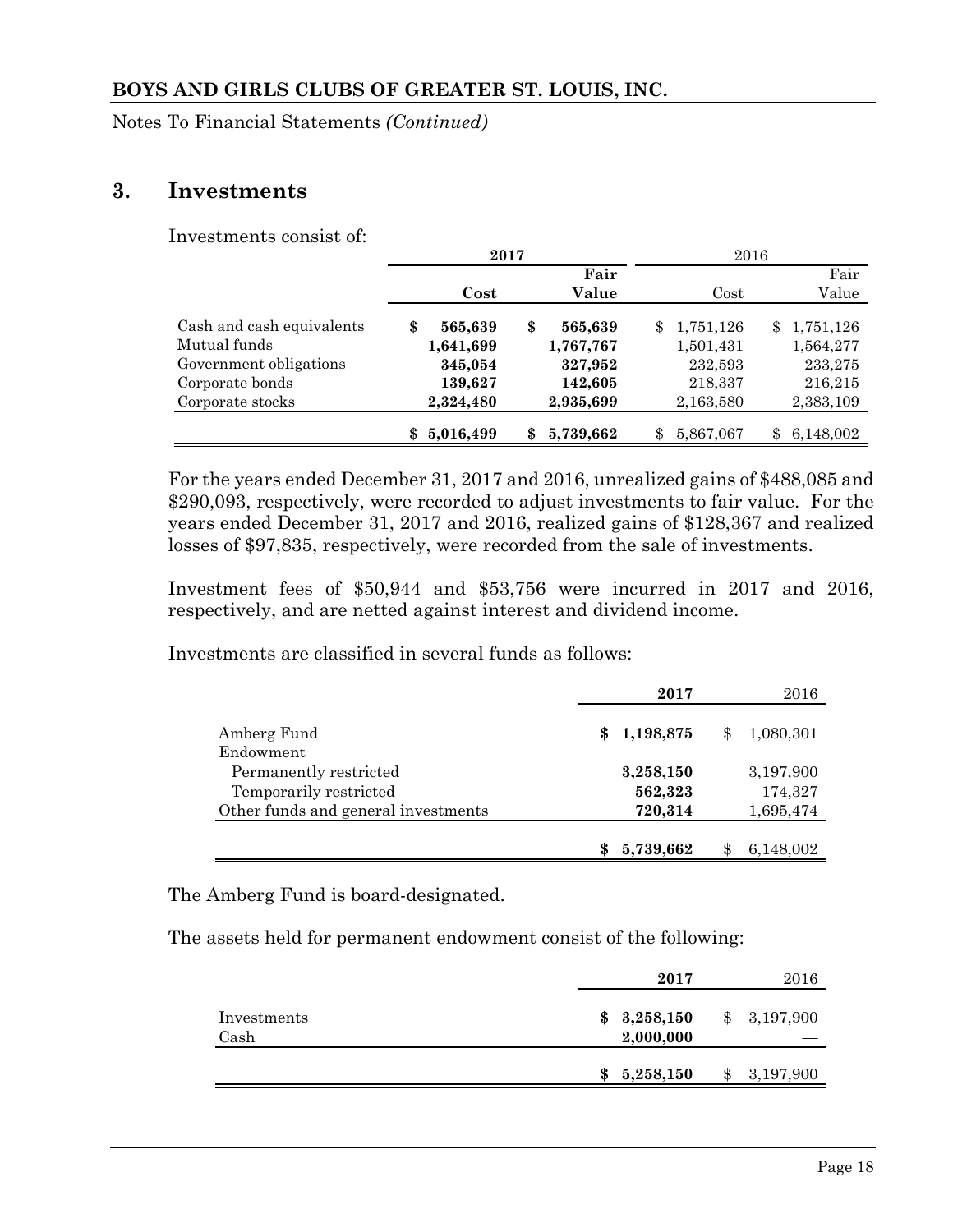## 3. Investments

Investments consist of:

| | 2017 | | 2016 | |
|---|---|---|---|---|
| | Cost | Fair Value | Cost | Fair Value |
| Cash and cash equivalents | $ 565,639 | $ 565,639 | $ 1,751,126 | $ 1,751,126 |
| Mutual funds | 1,641,699 | 1,767,767 | 1,501,431 | 1,564,277 |
| Government obligations | 345,054 | 327,952 | 232,593 | 233,275 |
| Corporate bonds | 139,627 | 142,605 | 218,337 | 216,215 |
| Corporate stocks | 2,324,480 | 2,935,699 | 2,163,580 | 2,383,109 |
| | $ 5,016,499 | $ 5,739,662 | $ 5,867,067 | $ 6,148,002 |

For the years ended December 31, 2017 and 2016, unrealized gains of $488,085 and $290,093, respectively, were recorded to adjust investments to fair value. For the years ended December 31, 2017 and 2016, realized gains of $128,367 and realized losses of $97,835, respectively, were recorded from the sale of investments.

Investment fees of $50,944 and $53,756 were incurred in 2017 and 2016, respectively, and are netted against interest and dividend income.

Investments are classified in several funds as follows:

| | 2017 | 2016 |
|---|---|---|
| Amberg Fund | $ 1,198,875 | $ 1,080,301 |
| Endowment | | |
| Permanently restricted | 3,258,150 | 3,197,900 |
| Temporarily restricted | 562,323 | 174,327 |
| Other funds and general investments | 720,314 | 1,695,474 |
| | $ 5,739,662 | $ 6,148,002 |

The Amberg Fund is board-designated.

The assets held for permanent endowment consist of the following:

| | 2017 | 2016 |
|---|---|---|
| Investments | $ 3,258,150 | $ 3,197,900 |
| Cash | 2,000,000 | — |
| | $ 5,258,150 | $ 3,197,900 |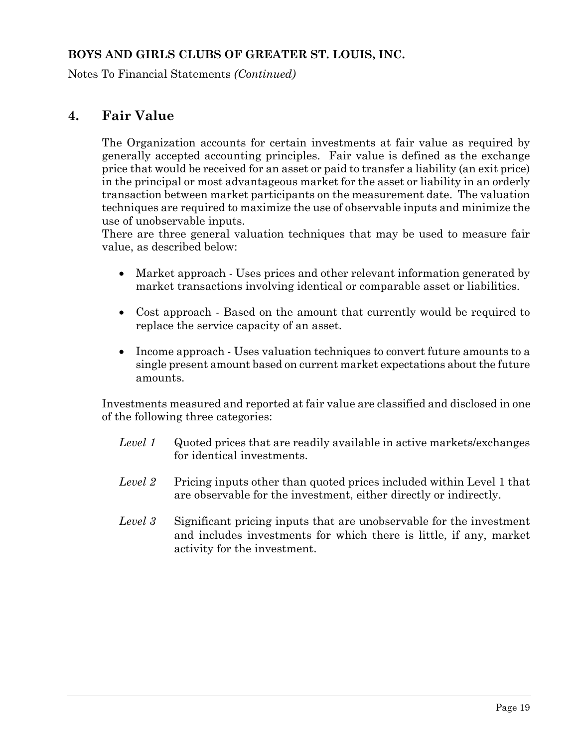## 4. Fair Value

The Organization accounts for certain investments at fair value as required by generally accepted accounting principles. Fair value is defined as the exchange price that would be received for an asset or paid to transfer a liability (an exit price) in the principal or most advantageous market for the asset or liability in an orderly transaction between market participants on the measurement date. The valuation techniques are required to maximize the use of observable inputs and minimize the use of unobservable inputs.

There are three general valuation techniques that may be used to measure fair value, as described below:

- Market approach - Uses prices and other relevant information generated by market transactions involving identical or comparable asset or liabilities.

- Cost approach - Based on the amount that currently would be required to replace the service capacity of an asset.

- Income approach - Uses valuation techniques to convert future amounts to a single present amount based on current market expectations about the future amounts.

Investments measured and reported at fair value are classified and disclosed in one of the following three categories:

*Level 1* Quoted prices that are readily available in active markets/exchanges for identical investments.

*Level 2* Pricing inputs other than quoted prices included within Level 1 that are observable for the investment, either directly or indirectly.

*Level 3* Significant pricing inputs that are unobservable for the investment and includes investments for which there is little, if any, market activity for the investment.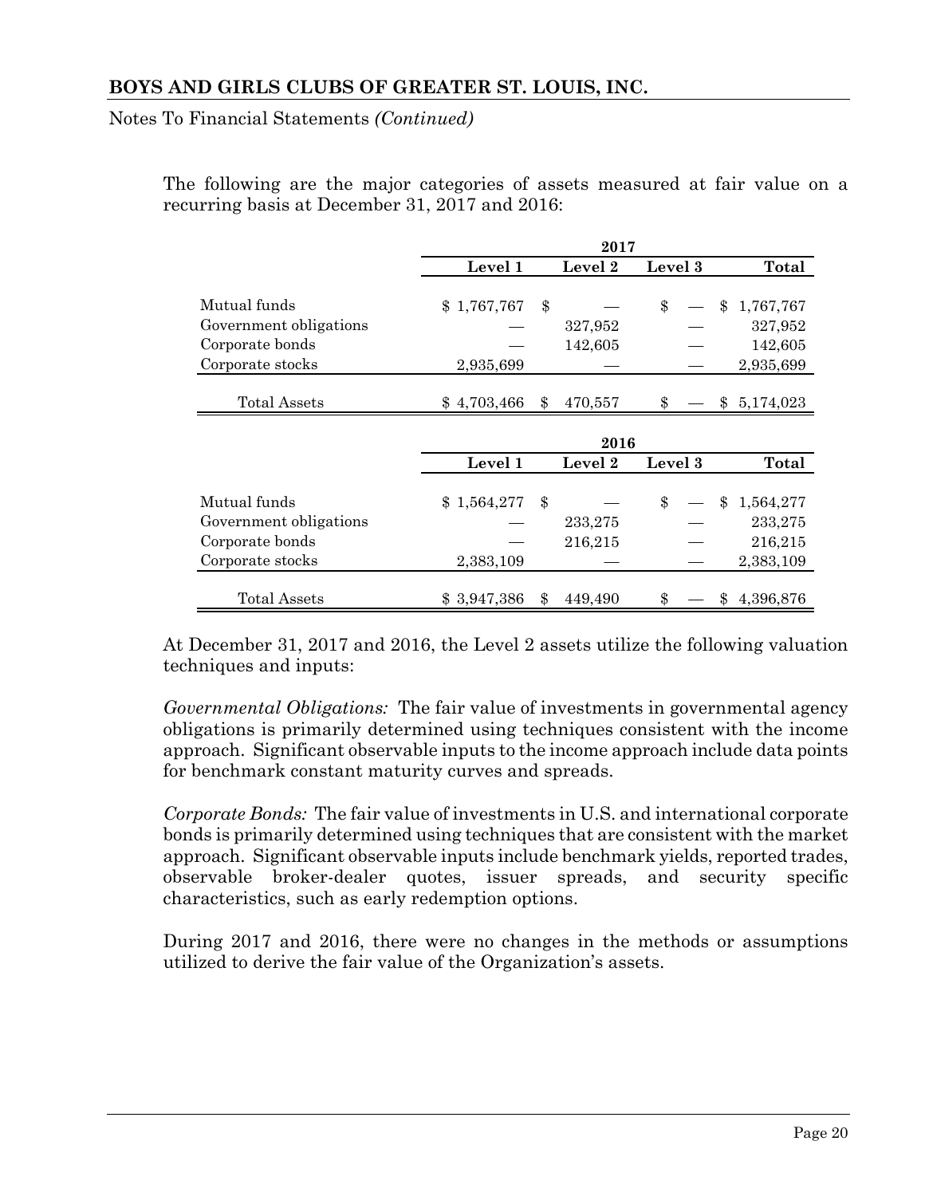The following are the major categories of assets measured at fair value on a recurring basis at December 31, 2017 and 2016:

| | 2017 | | | |
|---|---|---|---|---|
| | **Level 1** | **Level 2** | **Level 3** | **Total** |
| Mutual funds | $ 1,767,767 | $ — | $ — | $ 1,767,767 |
| Government obligations | — | 327,952 | — | 327,952 |
| Corporate bonds | — | 142,605 | — | 142,605 |
| Corporate stocks | 2,935,699 | — | — | 2,935,699 |
| Total Assets | $ 4,703,466 | $ 470,557 | $ — | $ 5,174,023 |

| | 2016 | | | |
|---|---|---|---|---|
| | **Level 1** | **Level 2** | **Level 3** | **Total** |
| Mutual funds | $ 1,564,277 | $ — | $ — | $ 1,564,277 |
| Government obligations | — | 233,275 | — | 233,275 |
| Corporate bonds | — | 216,215 | — | 216,215 |
| Corporate stocks | 2,383,109 | — | — | 2,383,109 |
| Total Assets | $ 3,947,386 | $ 449,490 | $ — | $ 4,396,876 |

At December 31, 2017 and 2016, the Level 2 assets utilize the following valuation techniques and inputs:

*Governmental Obligations:* The fair value of investments in governmental agency obligations is primarily determined using techniques consistent with the income approach. Significant observable inputs to the income approach include data points for benchmark constant maturity curves and spreads.

*Corporate Bonds:* The fair value of investments in U.S. and international corporate bonds is primarily determined using techniques that are consistent with the market approach. Significant observable inputs include benchmark yields, reported trades, observable broker-dealer quotes, issuer spreads, and security specific characteristics, such as early redemption options.

During 2017 and 2016, there were no changes in the methods or assumptions utilized to derive the fair value of the Organization's assets.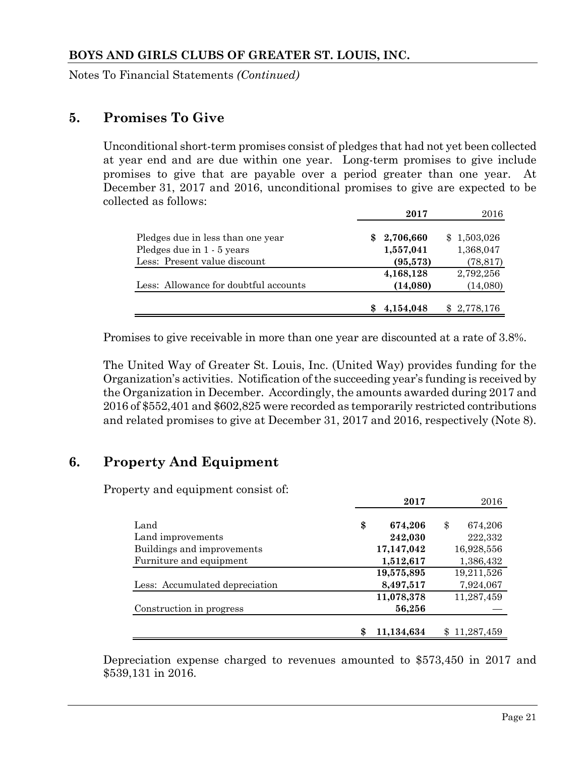**BOYS AND GIRLS CLUBS OF GREATER ST. LOUIS, INC.**

Notes To Financial Statements *(Continued)*

## 5. Promises To Give

Unconditional short-term promises consist of pledges that had not yet been collected at year end and are due within one year. Long-term promises to give include promises to give that are payable over a period greater than one year. At December 31, 2017 and 2016, unconditional promises to give are expected to be collected as follows:

| | **2017** | 2016 |
|---|---|---|
| Pledges due in less than one year | **$ 2,706,660** | $ 1,503,026 |
| Pledges due in 1 - 5 years | **1,557,041** | 1,368,047 |
| Less: Present value discount | **(95,573)** | (78,817) |
| | **4,168,128** | 2,792,256 |
| Less: Allowance for doubtful accounts | **(14,080)** | (14,080) |
| | **$ 4,154,048** | $ 2,778,176 |

Promises to give receivable in more than one year are discounted at a rate of 3.8%.

The United Way of Greater St. Louis, Inc. (United Way) provides funding for the Organization's activities. Notification of the succeeding year's funding is received by the Organization in December. Accordingly, the amounts awarded during 2017 and 2016 of $552,401 and $602,825 were recorded as temporarily restricted contributions and related promises to give at December 31, 2017 and 2016, respectively (Note 8).

## 6. Property And Equipment

Property and equipment consist of:

| | **2017** | 2016 |
|---|---|---|
| Land | **$ 674,206** | $ 674,206 |
| Land improvements | **242,030** | 222,332 |
| Buildings and improvements | **17,147,042** | 16,928,556 |
| Furniture and equipment | **1,512,617** | 1,386,432 |
| | **19,575,895** | 19,211,526 |
| Less: Accumulated depreciation | **8,497,517** | 7,924,067 |
| | **11,078,378** | 11,287,459 |
| Construction in progress | **56,256** | — |
| | **$ 11,134,634** | $ 11,287,459 |

Depreciation expense charged to revenues amounted to $573,450 in 2017 and $539,131 in 2016.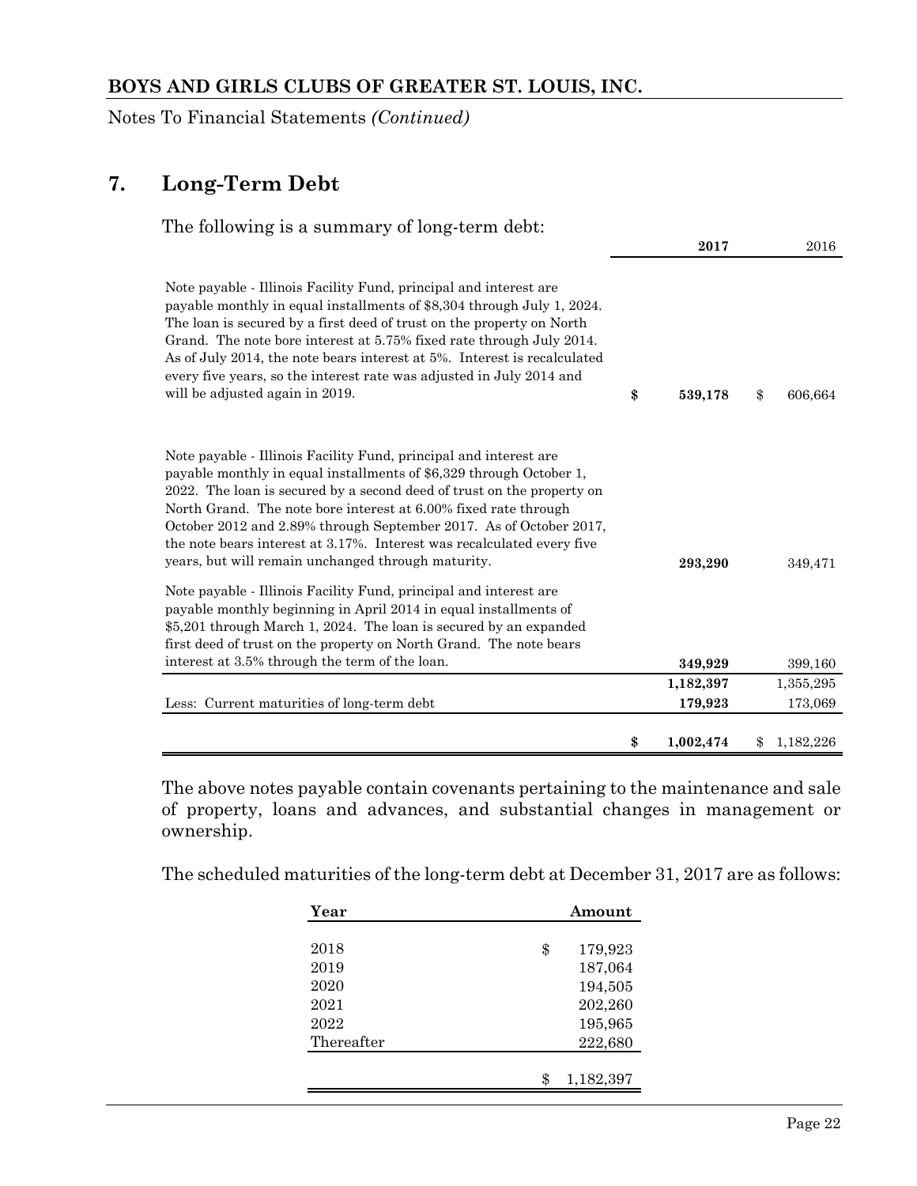**BOYS AND GIRLS CLUBS OF GREATER ST. LOUIS, INC.**

Notes To Financial Statements *(Continued)*

## 7. Long-Term Debt

The following is a summary of long-term debt:

| | **2017** | 2016 |
|---|---|---|
| Note payable - Illinois Facility Fund, principal and interest are payable monthly in equal installments of $8,304 through July 1, 2024. The loan is secured by a first deed of trust on the property on North Grand. The note bore interest at 5.75% fixed rate through July 2014. As of July 2014, the note bears interest at 5%. Interest is recalculated every five years, so the interest rate was adjusted in July 2014 and will be adjusted again in 2019. | **$ 539,178** | $ 606,664 |
| Note payable - Illinois Facility Fund, principal and interest are payable monthly in equal installments of $6,329 through October 1, 2022. The loan is secured by a second deed of trust on the property on North Grand. The note bore interest at 6.00% fixed rate through October 2012 and 2.89% through September 2017. As of October 2017, the note bears interest at 3.17%. Interest was recalculated every five years, but will remain unchanged through maturity. | **293,290** | 349,471 |
| Note payable - Illinois Facility Fund, principal and interest are payable monthly beginning in April 2014 in equal installments of $5,201 through March 1, 2024. The loan is secured by an expanded first deed of trust on the property on North Grand. The note bears interest at 3.5% through the term of the loan. | **349,929** | 399,160 |
| | **1,182,397** | 1,355,295 |
| Less: Current maturities of long-term debt | **179,923** | 173,069 |
| | **$ 1,002,474** | $ 1,182,226 |

The above notes payable contain covenants pertaining to the maintenance and sale of property, loans and advances, and substantial changes in management or ownership.

The scheduled maturities of the long-term debt at December 31, 2017 are as follows:

| Year | Amount |
|---|---|
| 2018 | $ 179,923 |
| 2019 | 187,064 |
| 2020 | 194,505 |
| 2021 | 202,260 |
| 2022 | 195,965 |
| Thereafter | 222,680 |
| | $ 1,182,397 |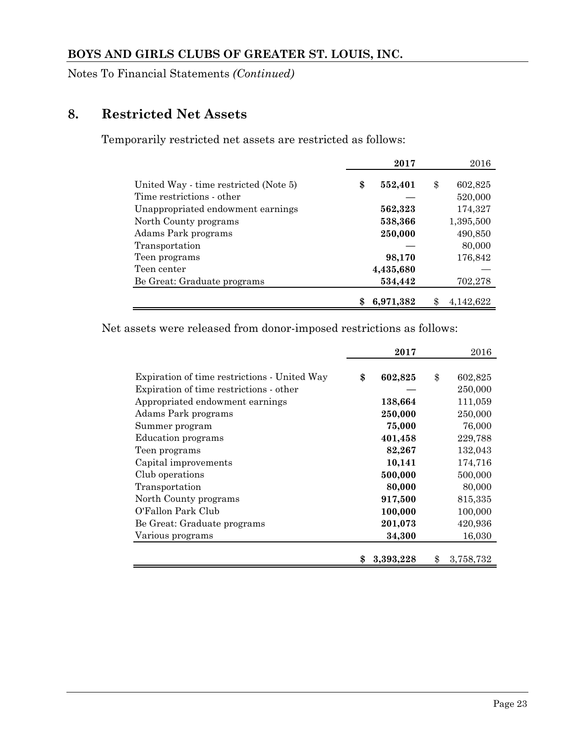## 8. Restricted Net Assets

Temporarily restricted net assets are restricted as follows:

| | **2017** | 2016 |
|---|---|---|
| United Way - time restricted (Note 5) | **$ 552,401** | $ 602,825 |
| Time restrictions - other | **—** | 520,000 |
| Unappropriated endowment earnings | **562,323** | 174,327 |
| North County programs | **538,366** | 1,395,500 |
| Adams Park programs | **250,000** | 490,850 |
| Transportation | **—** | 80,000 |
| Teen programs | **98,170** | 176,842 |
| Teen center | **4,435,680** | — |
| Be Great: Graduate programs | **534,442** | 702,278 |
| | **$ 6,971,382** | $ 4,142,622 |

Net assets were released from donor-imposed restrictions as follows:

| | **2017** | 2016 |
|---|---|---|
| Expiration of time restrictions - United Way | **$ 602,825** | $ 602,825 |
| Expiration of time restrictions - other | **—** | 250,000 |
| Appropriated endowment earnings | **138,664** | 111,059 |
| Adams Park programs | **250,000** | 250,000 |
| Summer program | **75,000** | 76,000 |
| Education programs | **401,458** | 229,788 |
| Teen programs | **82,267** | 132,043 |
| Capital improvements | **10,141** | 174,716 |
| Club operations | **500,000** | 500,000 |
| Transportation | **80,000** | 80,000 |
| North County programs | **917,500** | 815,335 |
| O'Fallon Park Club | **100,000** | 100,000 |
| Be Great: Graduate programs | **201,073** | 420,936 |
| Various programs | **34,300** | 16,030 |
| | **$ 3,393,228** | $ 3,758,732 |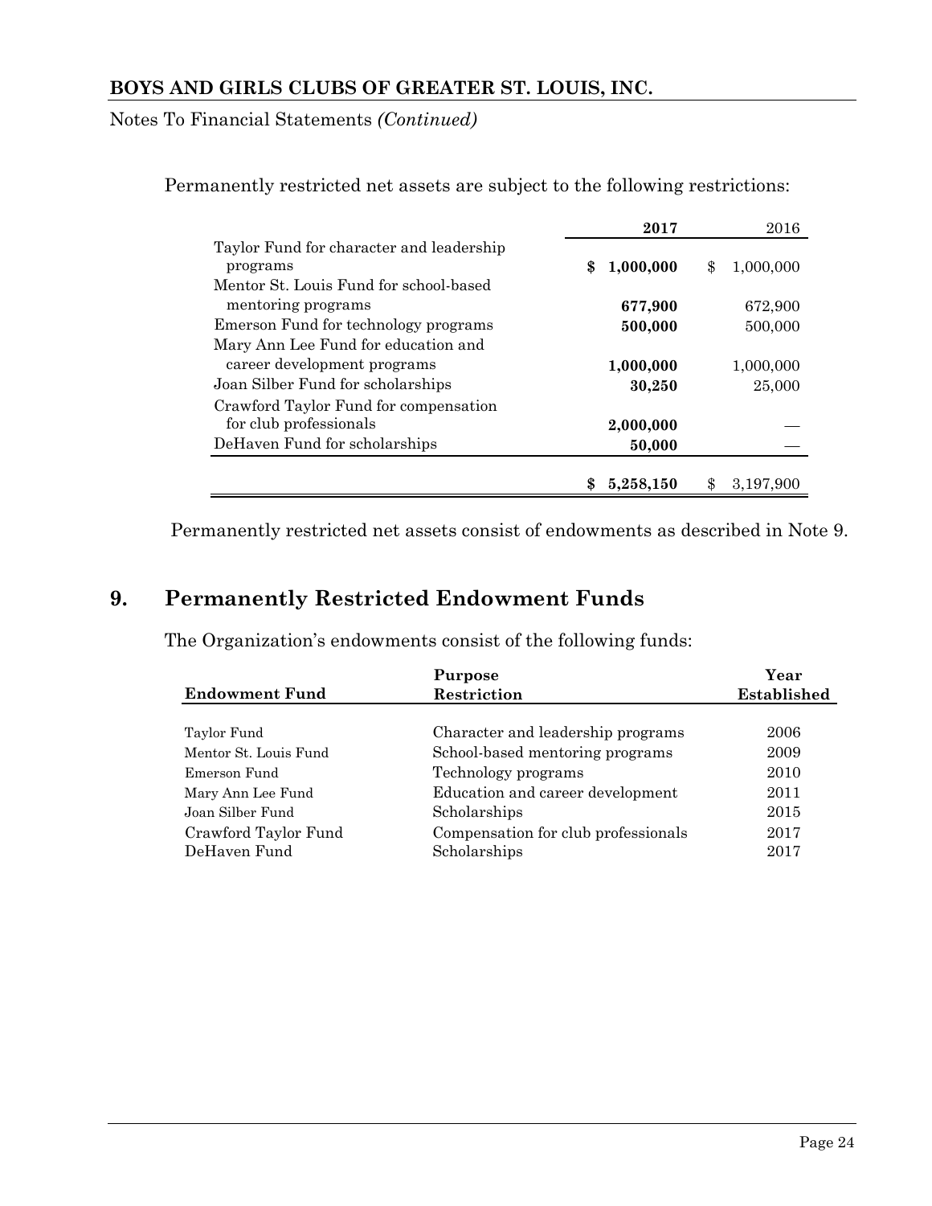Permanently restricted net assets are subject to the following restrictions:

| | 2017 | 2016 |
|---|---|---|
| Taylor Fund for character and leadership programs | **$ 1,000,000** | $ 1,000,000 |
| Mentor St. Louis Fund for school-based mentoring programs | **677,900** | 672,900 |
| Emerson Fund for technology programs | **500,000** | 500,000 |
| Mary Ann Lee Fund for education and career development programs | **1,000,000** | 1,000,000 |
| Joan Silber Fund for scholarships | **30,250** | 25,000 |
| Crawford Taylor Fund for compensation for club professionals | **2,000,000** | — |
| DeHaven Fund for scholarships | **50,000** | — |
| | **$ 5,258,150** | $ 3,197,900 |

Permanently restricted net assets consist of endowments as described in Note 9.

## 9. Permanently Restricted Endowment Funds

The Organization's endowments consist of the following funds:

| Endowment Fund | Purpose Restriction | Year Established |
|---|---|---|
| Taylor Fund | Character and leadership programs | 2006 |
| Mentor St. Louis Fund | School-based mentoring programs | 2009 |
| Emerson Fund | Technology programs | 2010 |
| Mary Ann Lee Fund | Education and career development | 2011 |
| Joan Silber Fund | Scholarships | 2015 |
| Crawford Taylor Fund | Compensation for club professionals | 2017 |
| DeHaven Fund | Scholarships | 2017 |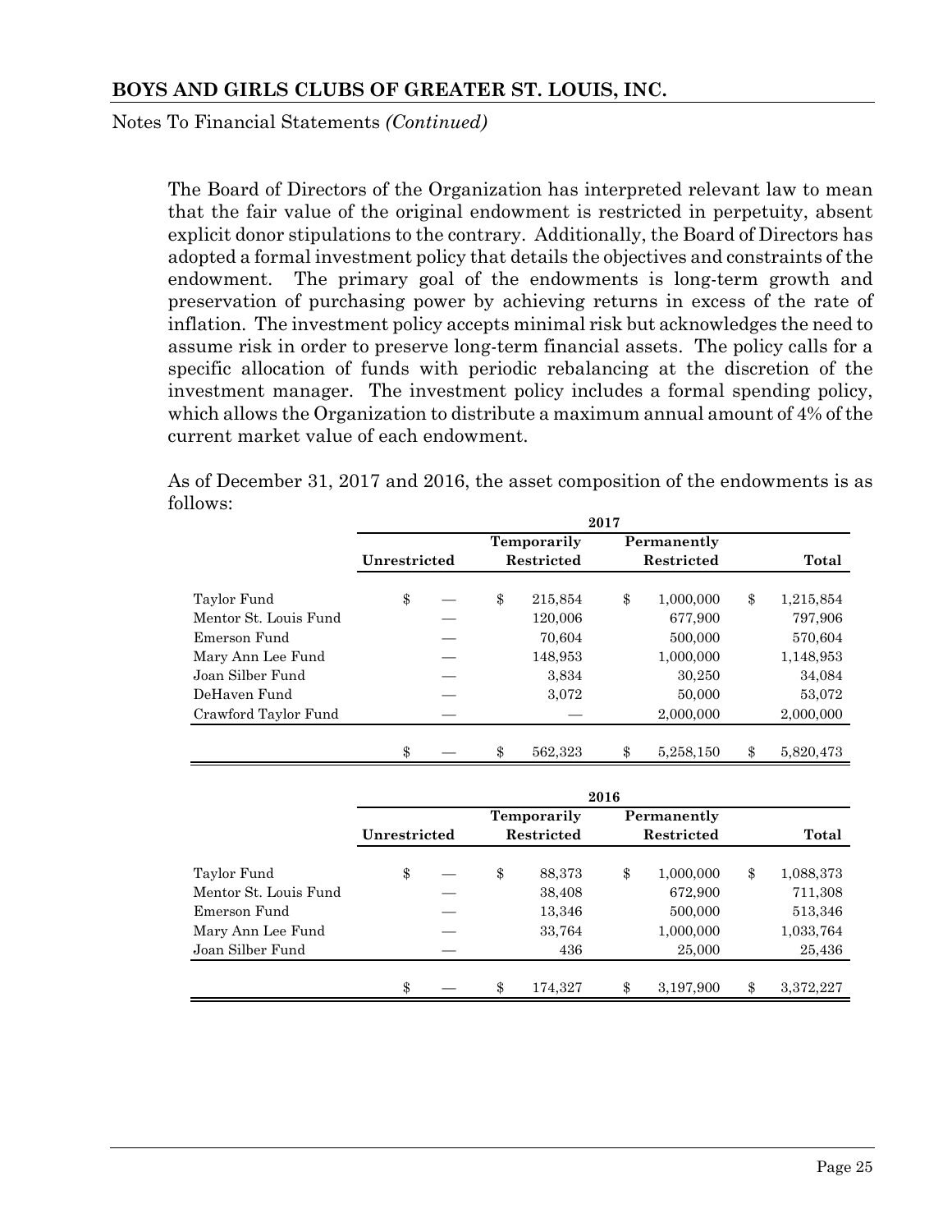The Board of Directors of the Organization has interpreted relevant law to mean that the fair value of the original endowment is restricted in perpetuity, absent explicit donor stipulations to the contrary. Additionally, the Board of Directors has adopted a formal investment policy that details the objectives and constraints of the endowment. The primary goal of the endowments is long-term growth and preservation of purchasing power by achieving returns in excess of the rate of inflation. The investment policy accepts minimal risk but acknowledges the need to assume risk in order to preserve long-term financial assets. The policy calls for a specific allocation of funds with periodic rebalancing at the discretion of the investment manager. The investment policy includes a formal spending policy, which allows the Organization to distribute a maximum annual amount of 4% of the current market value of each endowment.

As of December 31, 2017 and 2016, the asset composition of the endowments is as follows:

| | 2017 | | | |
|---|---|---|---|---|
| | Unrestricted | Temporarily Restricted | Permanently Restricted | Total |
| Taylor Fund | $ — | $ 215,854 | $ 1,000,000 | $ 1,215,854 |
| Mentor St. Louis Fund | — | 120,006 | 677,900 | 797,906 |
| Emerson Fund | — | 70,604 | 500,000 | 570,604 |
| Mary Ann Lee Fund | — | 148,953 | 1,000,000 | 1,148,953 |
| Joan Silber Fund | — | 3,834 | 30,250 | 34,084 |
| DeHaven Fund | — | 3,072 | 50,000 | 53,072 |
| Crawford Taylor Fund | — | — | 2,000,000 | 2,000,000 |
| | $ — | $ 562,323 | $ 5,258,150 | $ 5,820,473 |

| | 2016 | | | |
|---|---|---|---|---|
| | Unrestricted | Temporarily Restricted | Permanently Restricted | Total |
| Taylor Fund | $ — | $ 88,373 | $ 1,000,000 | $ 1,088,373 |
| Mentor St. Louis Fund | — | 38,408 | 672,900 | 711,308 |
| Emerson Fund | — | 13,346 | 500,000 | 513,346 |
| Mary Ann Lee Fund | — | 33,764 | 1,000,000 | 1,033,764 |
| Joan Silber Fund | — | 436 | 25,000 | 25,436 |
| | $ — | $ 174,327 | $ 3,197,900 | $ 3,372,227 |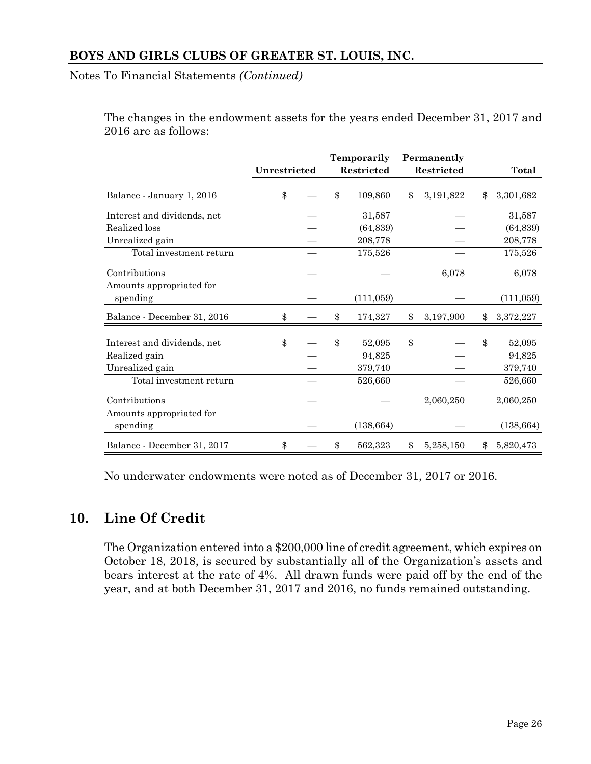Notes To Financial Statements *(Continued)*

The changes in the endowment assets for the years ended December 31, 2017 and 2016 are as follows:

| | Unrestricted | Temporarily Restricted | Permanently Restricted | Total |
|---|---|---|---|---|
| Balance - January 1, 2016 | $ — | $ 109,860 | $ 3,191,822 | $ 3,301,682 |
| Interest and dividends, net | — | 31,587 | — | 31,587 |
| Realized loss | — | (64,839) | — | (64,839) |
| Unrealized gain | — | 208,778 | — | 208,778 |
| Total investment return | — | 175,526 | — | 175,526 |
| Contributions | — | — | 6,078 | 6,078 |
| Amounts appropriated for spending | — | (111,059) | — | (111,059) |
| Balance - December 31, 2016 | $ — | $ 174,327 | $ 3,197,900 | $ 3,372,227 |
| Interest and dividends, net | $ — | $ 52,095 | $ — | $ 52,095 |
| Realized gain | — | 94,825 | — | 94,825 |
| Unrealized gain | — | 379,740 | — | 379,740 |
| Total investment return | — | 526,660 | — | 526,660 |
| Contributions | — | — | 2,060,250 | 2,060,250 |
| Amounts appropriated for spending | — | (138,664) | — | (138,664) |
| Balance - December 31, 2017 | $ — | $ 562,323 | $ 5,258,150 | $ 5,820,473 |

No underwater endowments were noted as of December 31, 2017 or 2016.

## 10. Line Of Credit

The Organization entered into a $200,000 line of credit agreement, which expires on October 18, 2018, is secured by substantially all of the Organization's assets and bears interest at the rate of 4%. All drawn funds were paid off by the end of the year, and at both December 31, 2017 and 2016, no funds remained outstanding.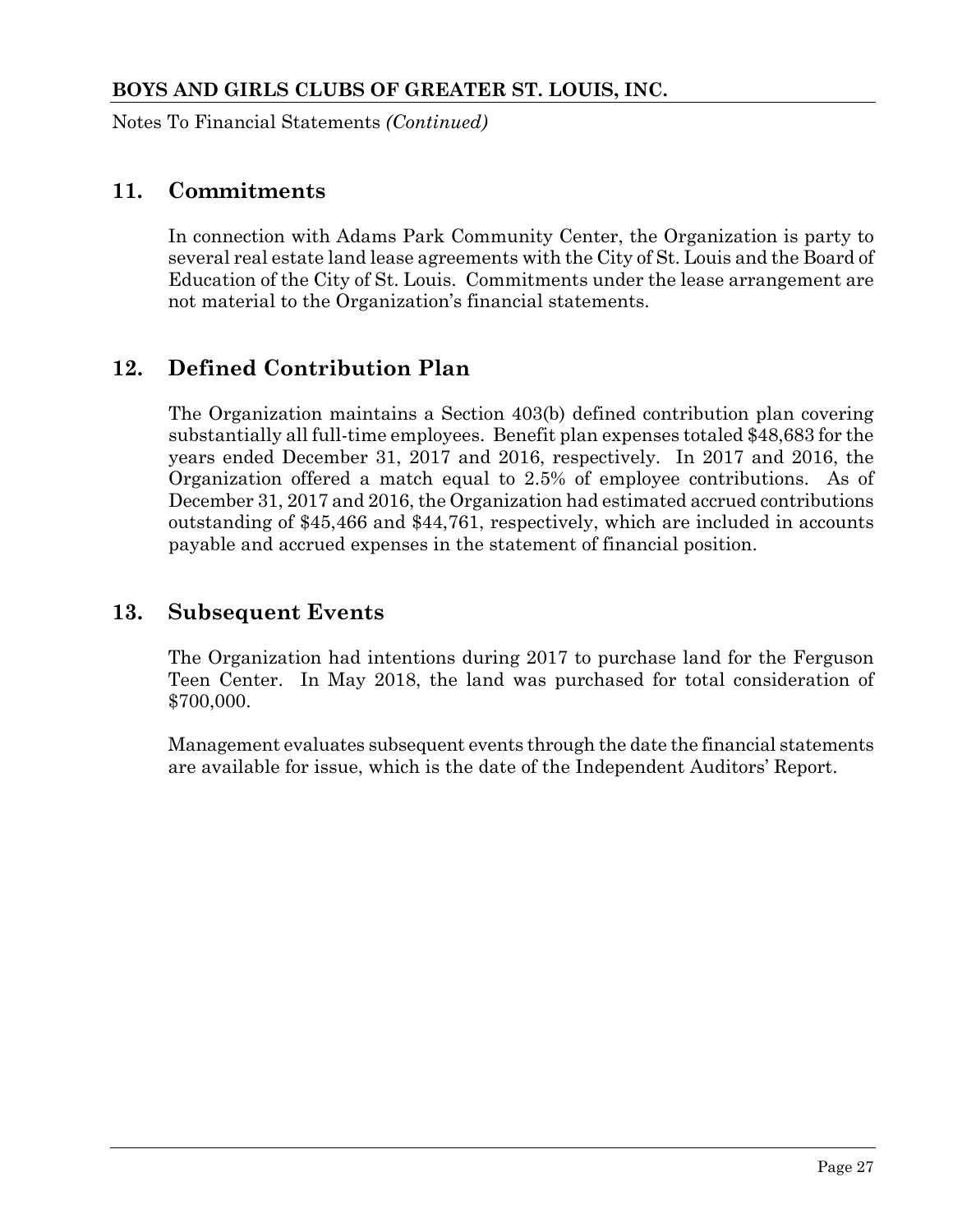**BOYS AND GIRLS CLUBS OF GREATER ST. LOUIS, INC.**

Notes To Financial Statements *(Continued)*

## 11. Commitments

In connection with Adams Park Community Center, the Organization is party to several real estate land lease agreements with the City of St. Louis and the Board of Education of the City of St. Louis. Commitments under the lease arrangement are not material to the Organization's financial statements.

## 12. Defined Contribution Plan

The Organization maintains a Section 403(b) defined contribution plan covering substantially all full-time employees. Benefit plan expenses totaled $48,683 for the years ended December 31, 2017 and 2016, respectively. In 2017 and 2016, the Organization offered a match equal to 2.5% of employee contributions. As of December 31, 2017 and 2016, the Organization had estimated accrued contributions outstanding of $45,466 and $44,761, respectively, which are included in accounts payable and accrued expenses in the statement of financial position.

## 13. Subsequent Events

The Organization had intentions during 2017 to purchase land for the Ferguson Teen Center. In May 2018, the land was purchased for total consideration of $700,000.

Management evaluates subsequent events through the date the financial statements are available for issue, which is the date of the Independent Auditors' Report.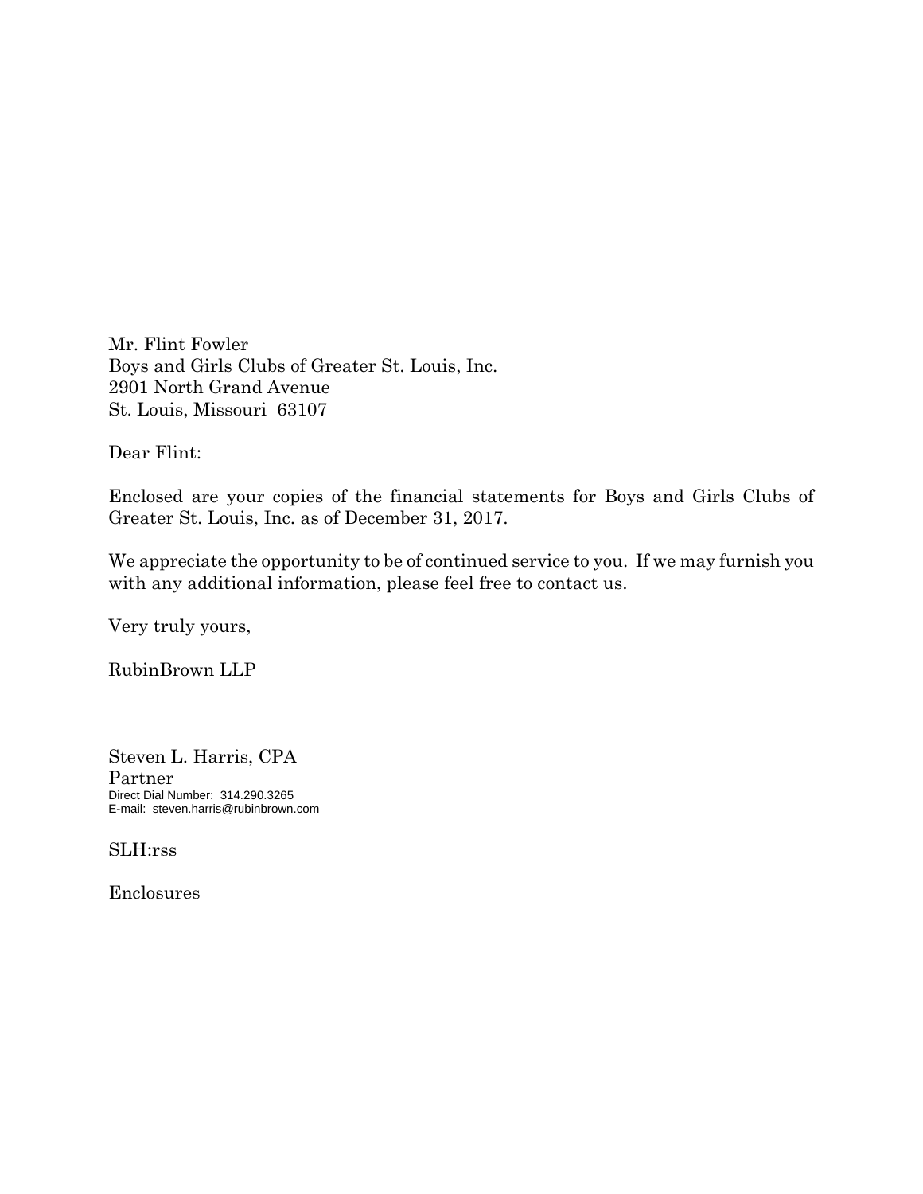Mr. Flint Fowler
Boys and Girls Clubs of Greater St. Louis, Inc.
2901 North Grand Avenue
St. Louis, Missouri 63107

Dear Flint:

Enclosed are your copies of the financial statements for Boys and Girls Clubs of Greater St. Louis, Inc. as of December 31, 2017.

We appreciate the opportunity to be of continued service to you. If we may furnish you with any additional information, please feel free to contact us.

Very truly yours,

RubinBrown LLP

Steven L. Harris, CPA
Partner
Direct Dial Number: 314.290.3265
E-mail: steven.harris@rubinbrown.com

SLH:rss

Enclosures